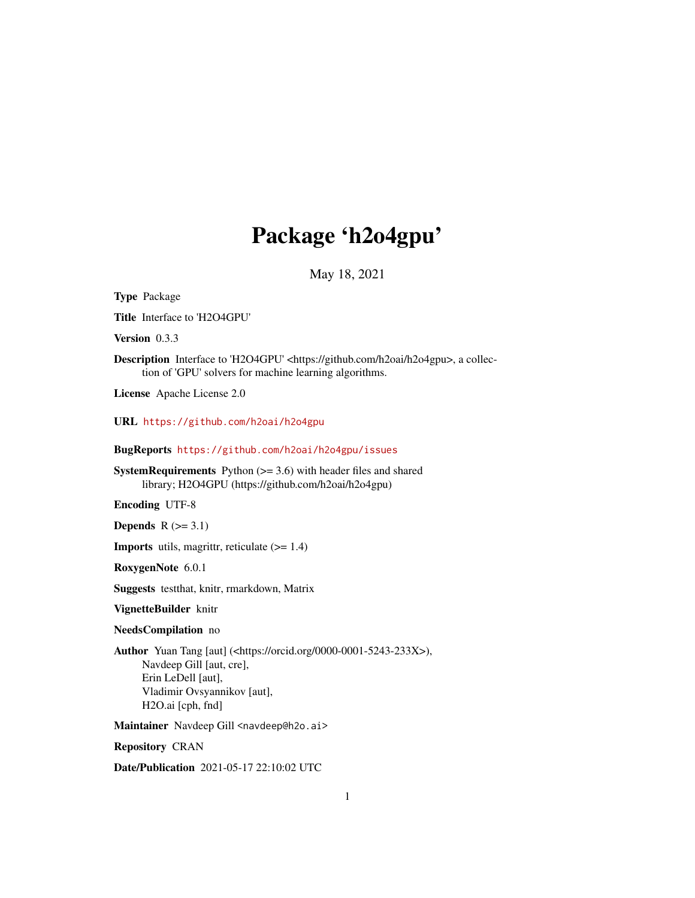# Package 'h2o4gpu'

May 18, 2021

**Type** Package

**Title** Interface to 'H2O4GPU'

**Version** 0.3.3

**Description** Interface to 'H2O4GPU' <https://github.com/h2oai/h2o4gpu>, a collection of 'GPU' solvers for machine learning algorithms.

**License** Apache License 2.0

**URL** https://github.com/h2oai/h2o4gpu

**BugReports** https://github.com/h2oai/h2o4gpu/issues

**SystemRequirements** Python (>= 3.6) with header files and shared library; H2O4GPU (https://github.com/h2oai/h2o4gpu)

**Encoding** UTF-8

**Depends** R (>= 3.1)

**Imports** utils, magrittr, reticulate (>= 1.4)

**RoxygenNote** 6.0.1

**Suggests** testthat, knitr, rmarkdown, Matrix

**VignetteBuilder** knitr

**NeedsCompilation** no

**Author** Yuan Tang [aut] (<https://orcid.org/0000-0001-5243-233X>),
Navdeep Gill [aut, cre],
Erin LeDell [aut],
Vladimir Ovsyannikov [aut],
H2O.ai [cph, fnd]

**Maintainer** Navdeep Gill <navdeep@h2o.ai>

**Repository** CRAN

**Date/Publication** 2021-05-17 22:10:02 UTC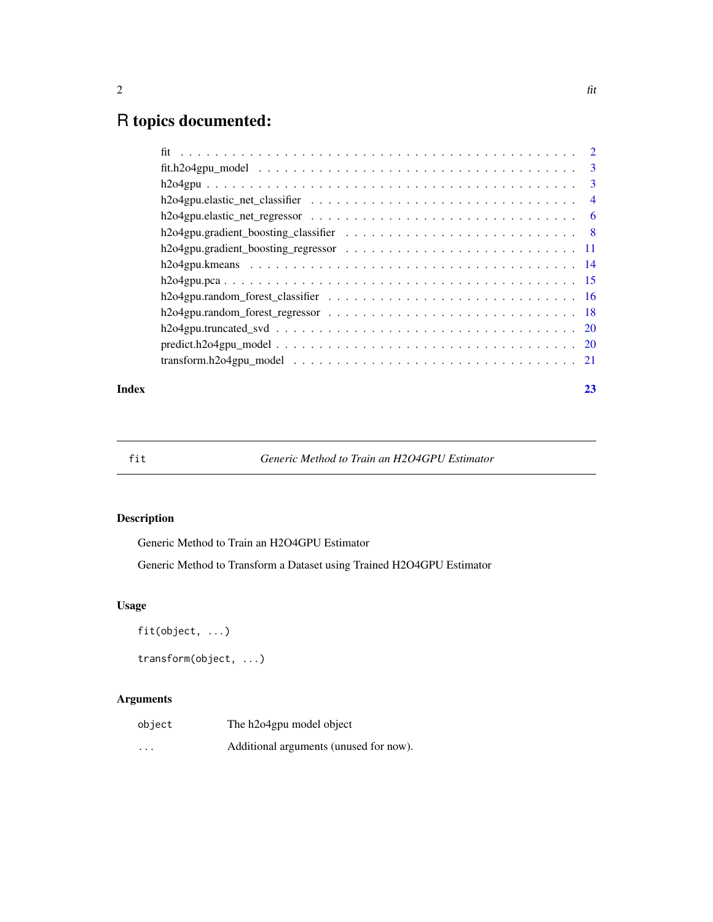# R topics documented:

| | |
|---|---|
| fit | 2 |
| fit.h2o4gpu_model | 3 |
| h2o4gpu | 3 |
| h2o4gpu.elastic_net_classifier | 4 |
| h2o4gpu.elastic_net_regressor | 6 |
| h2o4gpu.gradient_boosting_classifier | 8 |
| h2o4gpu.gradient_boosting_regressor | 11 |
| h2o4gpu.kmeans | 14 |
| h2o4gpu.pca | 15 |
| h2o4gpu.random_forest_classifier | 16 |
| h2o4gpu.random_forest_regressor | 18 |
| h2o4gpu.truncated_svd | 20 |
| predict.h2o4gpu_model | 20 |
| transform.h2o4gpu_model | 21 |
| **Index** | **23** |

---

`fit` — *Generic Method to Train an H2O4GPU Estimator*

---

## Description

Generic Method to Train an H2O4GPU Estimator

Generic Method to Transform a Dataset using Trained H2O4GPU Estimator

## Usage

```
fit(object, ...)

transform(object, ...)
```

## Arguments

| | |
|---|---|
| `object` | The h2o4gpu model object |
| `...` | Additional arguments (unused for now). |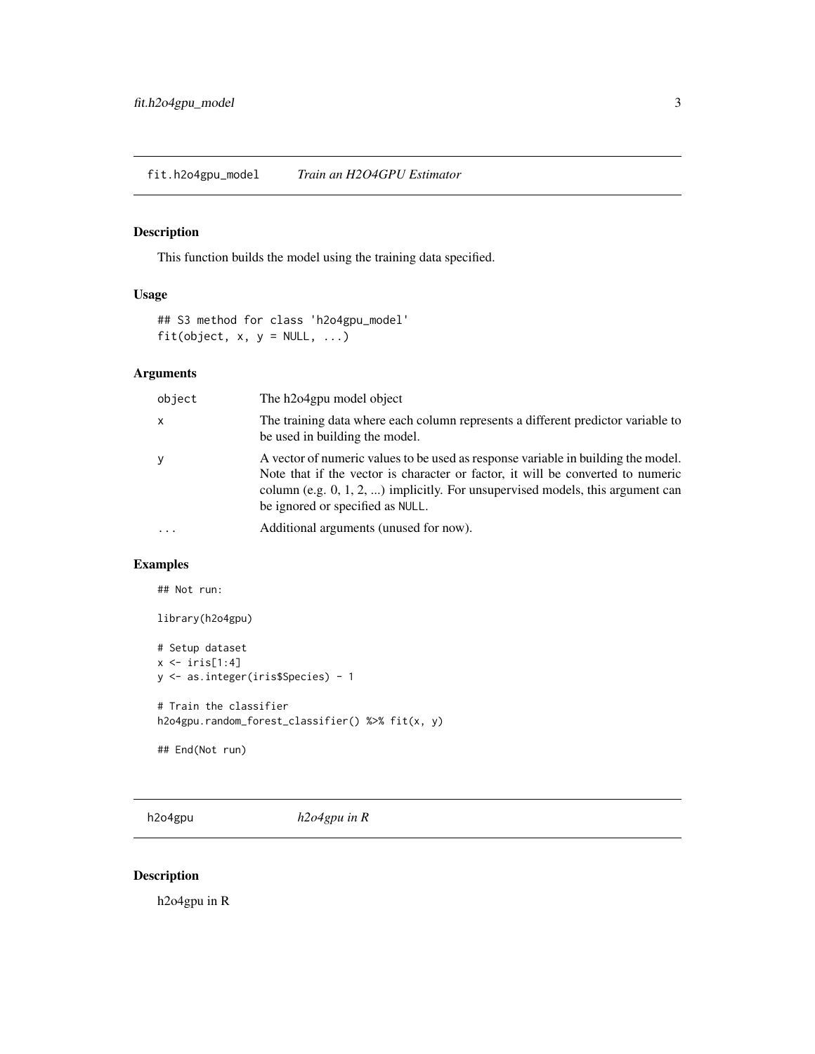## fit.h2o4gpu_model *Train an H2O4GPU Estimator*

### Description

This function builds the model using the training data specified.

### Usage

```
## S3 method for class 'h2o4gpu_model'
fit(object, x, y = NULL, ...)
```

### Arguments

| | |
|---|---|
| object | The h2o4gpu model object |
| x | The training data where each column represents a different predictor variable to be used in building the model. |
| y | A vector of numeric values to be used as response variable in building the model. Note that if the vector is character or factor, it will be converted to numeric column (e.g. 0, 1, 2, ...) implicitly. For unsupervised models, this argument can be ignored or specified as NULL. |
| ... | Additional arguments (unused for now). |

### Examples

```
## Not run:

library(h2o4gpu)

# Setup dataset
x <- iris[1:4]
y <- as.integer(iris$Species) - 1

# Train the classifier
h2o4gpu.random_forest_classifier() %>% fit(x, y)

## End(Not run)
```

## h2o4gpu *h2o4gpu in R*

### Description

h2o4gpu in R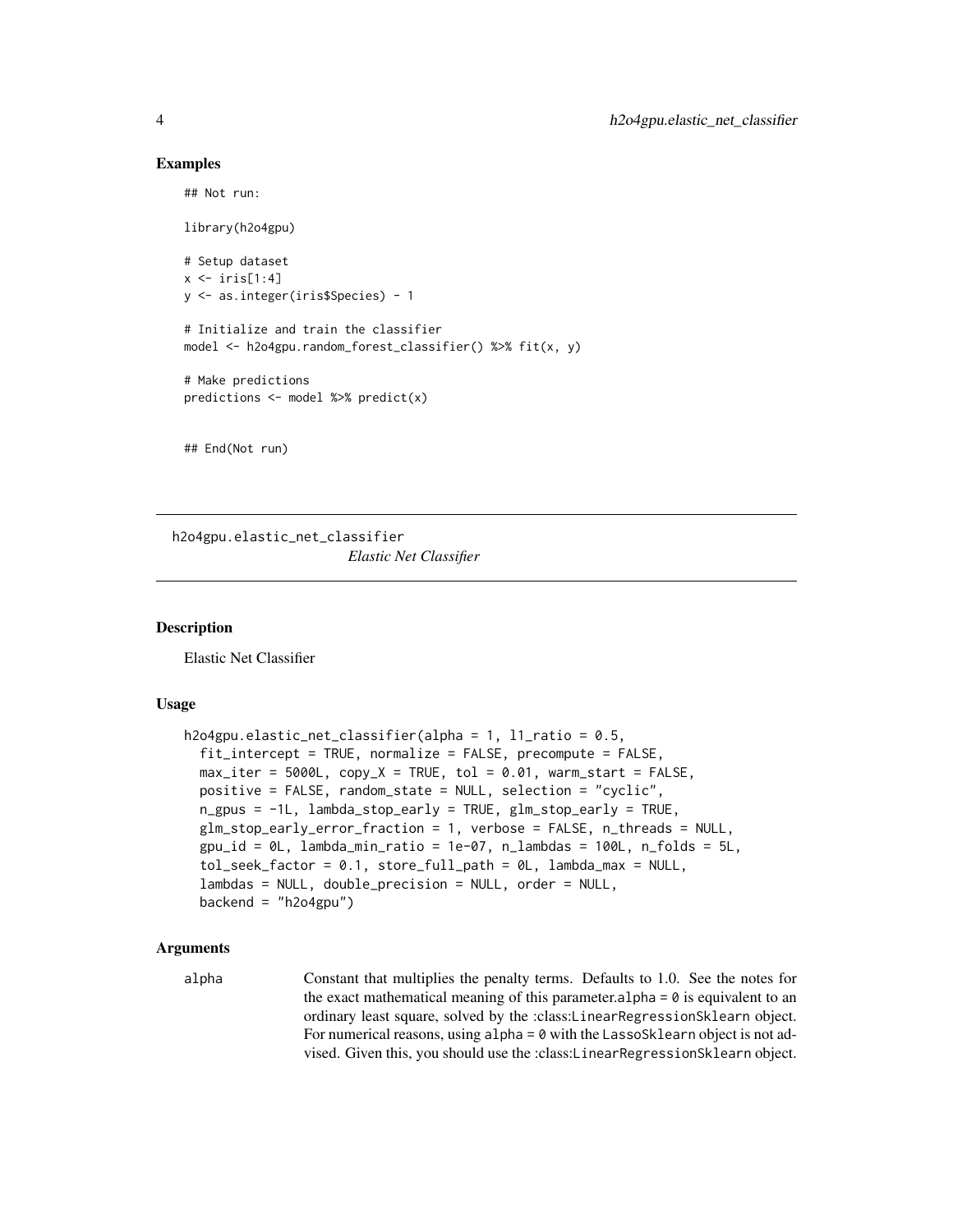### Examples

```
## Not run:

library(h2o4gpu)

# Setup dataset
x <- iris[1:4]
y <- as.integer(iris$Species) - 1

# Initialize and train the classifier
model <- h2o4gpu.random_forest_classifier() %>% fit(x, y)

# Make predictions
predictions <- model %>% predict(x)


## End(Not run)
```

---

## h2o4gpu.elastic_net_classifier

*Elastic Net Classifier*

---

### Description

Elastic Net Classifier

### Usage

```
h2o4gpu.elastic_net_classifier(alpha = 1, l1_ratio = 0.5,
  fit_intercept = TRUE, normalize = FALSE, precompute = FALSE,
  max_iter = 5000L, copy_X = TRUE, tol = 0.01, warm_start = FALSE,
  positive = FALSE, random_state = NULL, selection = "cyclic",
  n_gpus = -1L, lambda_stop_early = TRUE, glm_stop_early = TRUE,
  glm_stop_early_error_fraction = 1, verbose = FALSE, n_threads = NULL,
  gpu_id = 0L, lambda_min_ratio = 1e-07, n_lambdas = 100L, n_folds = 5L,
  tol_seek_factor = 0.1, store_full_path = 0L, lambda_max = NULL,
  lambdas = NULL, double_precision = NULL, order = NULL,
  backend = "h2o4gpu")
```

### Arguments

`alpha` Constant that multiplies the penalty terms. Defaults to 1.0. See the notes for the exact mathematical meaning of this parameter.`alpha = 0` is equivalent to an ordinary least square, solved by the :class:`LinearRegressionSklearn` object. For numerical reasons, using `alpha = 0` with the `LassoSklearn` object is not advised. Given this, you should use the :class:`LinearRegressionSklearn` object.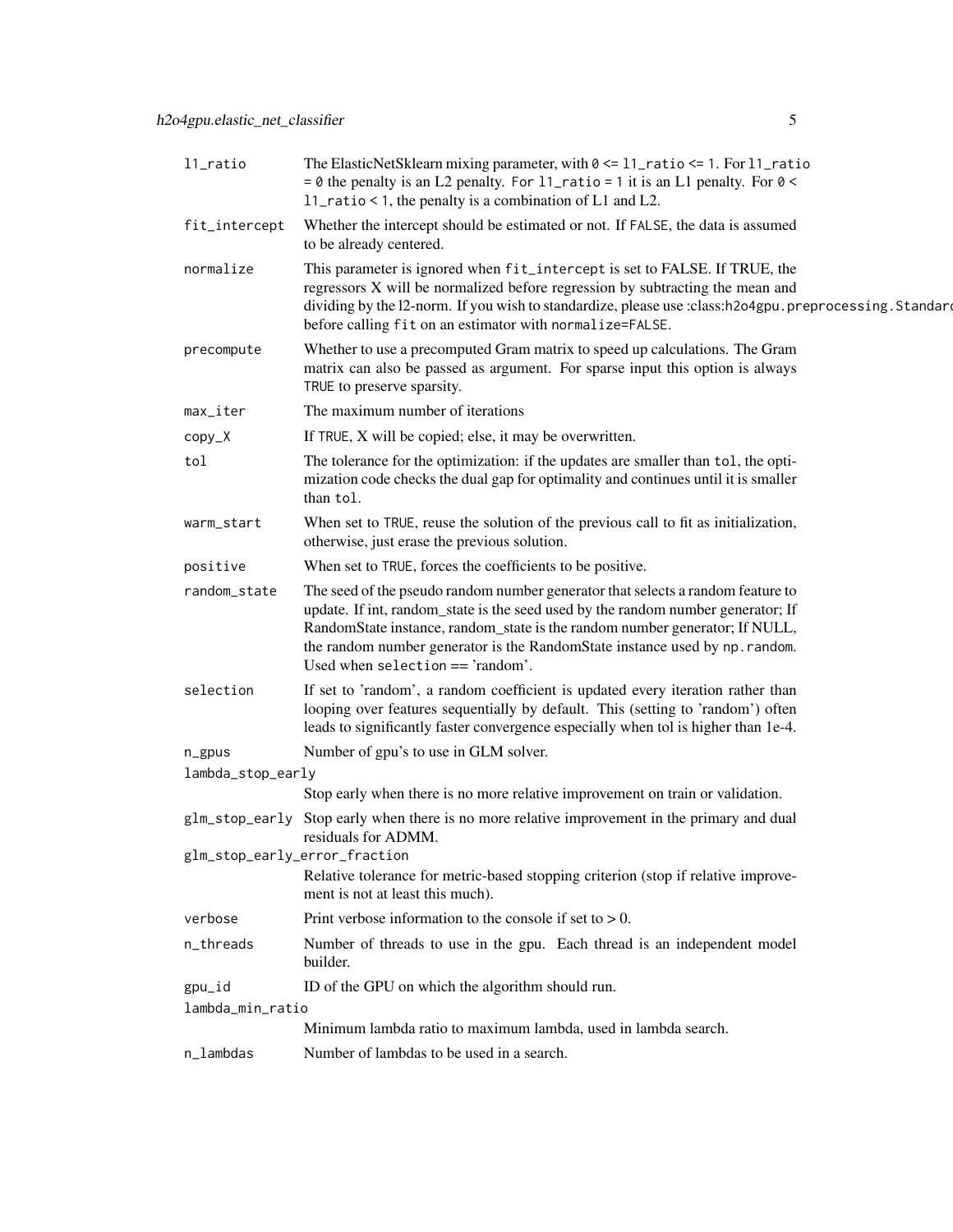| | |
|---|---|
| l1_ratio | The ElasticNetSklearn mixing parameter, with 0 <= l1_ratio <= 1. For l1_ratio = 0 the penalty is an L2 penalty. For l1_ratio = 1 it is an L1 penalty. For 0 < l1_ratio < 1, the penalty is a combination of L1 and L2. |
| fit_intercept | Whether the intercept should be estimated or not. If FALSE, the data is assumed to be already centered. |
| normalize | This parameter is ignored when fit_intercept is set to FALSE. If TRUE, the regressors X will be normalized before regression by subtracting the mean and dividing by the l2-norm. If you wish to standardize, please use :class:h2o4gpu.preprocessing.Standard before calling fit on an estimator with normalize=FALSE. |
| precompute | Whether to use a precomputed Gram matrix to speed up calculations. The Gram matrix can also be passed as argument. For sparse input this option is always TRUE to preserve sparsity. |
| max_iter | The maximum number of iterations |
| copy_X | If TRUE, X will be copied; else, it may be overwritten. |
| tol | The tolerance for the optimization: if the updates are smaller than tol, the optimization code checks the dual gap for optimality and continues until it is smaller than tol. |
| warm_start | When set to TRUE, reuse the solution of the previous call to fit as initialization, otherwise, just erase the previous solution. |
| positive | When set to TRUE, forces the coefficients to be positive. |
| random_state | The seed of the pseudo random number generator that selects a random feature to update. If int, random_state is the seed used by the random number generator; If RandomState instance, random_state is the random number generator; If NULL, the random number generator is the RandomState instance used by np.random. Used when selection == 'random'. |
| selection | If set to 'random', a random coefficient is updated every iteration rather than looping over features sequentially by default. This (setting to 'random') often leads to significantly faster convergence especially when tol is higher than 1e-4. |
| n_gpus | Number of gpu's to use in GLM solver. |
| lambda_stop_early | Stop early when there is no more relative improvement on train or validation. |
| glm_stop_early | Stop early when there is no more relative improvement in the primary and dual residuals for ADMM. |
| glm_stop_early_error_fraction | Relative tolerance for metric-based stopping criterion (stop if relative improvement is not at least this much). |
| verbose | Print verbose information to the console if set to > 0. |
| n_threads | Number of threads to use in the gpu. Each thread is an independent model builder. |
| gpu_id | ID of the GPU on which the algorithm should run. |
| lambda_min_ratio | Minimum lambda ratio to maximum lambda, used in lambda search. |
| n_lambdas | Number of lambdas to be used in a search. |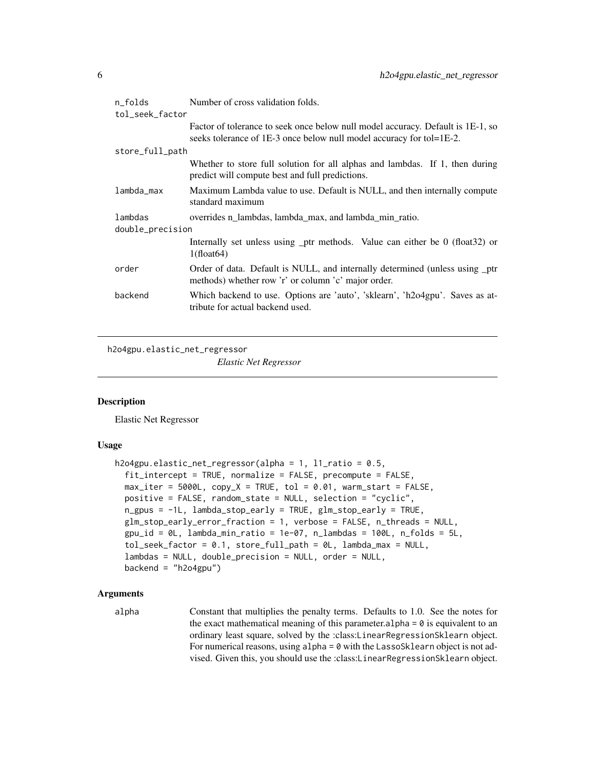| | |
|---|---|
| n_folds | Number of cross validation folds. |
| tol_seek_factor | Factor of tolerance to seek once below null model accuracy. Default is 1E-1, so seeks tolerance of 1E-3 once below null model accuracy for tol=1E-2. |
| store_full_path | Whether to store full solution for all alphas and lambdas. If 1, then during predict will compute best and full predictions. |
| lambda_max | Maximum Lambda value to use. Default is NULL, and then internally compute standard maximum |
| lambdas | overrides n_lambdas, lambda_max, and lambda_min_ratio. |
| double_precision | Internally set unless using _ptr methods. Value can either be 0 (float32) or 1(float64) |
| order | Order of data. Default is NULL, and internally determined (unless using _ptr methods) whether row 'r' or column 'c' major order. |
| backend | Which backend to use. Options are 'auto', 'sklearn', 'h2o4gpu'. Saves as attribute for actual backend used. |

## h2o4gpu.elastic_net_regressor

*Elastic Net Regressor*

### Description

Elastic Net Regressor

### Usage

```
h2o4gpu.elastic_net_regressor(alpha = 1, l1_ratio = 0.5,
  fit_intercept = TRUE, normalize = FALSE, precompute = FALSE,
  max_iter = 5000L, copy_X = TRUE, tol = 0.01, warm_start = FALSE,
  positive = FALSE, random_state = NULL, selection = "cyclic",
  n_gpus = -1L, lambda_stop_early = TRUE, glm_stop_early = TRUE,
  glm_stop_early_error_fraction = 1, verbose = FALSE, n_threads = NULL,
  gpu_id = 0L, lambda_min_ratio = 1e-07, n_lambdas = 100L, n_folds = 5L,
  tol_seek_factor = 0.1, store_full_path = 0L, lambda_max = NULL,
  lambdas = NULL, double_precision = NULL, order = NULL,
  backend = "h2o4gpu")
```

### Arguments

| | |
|---|---|
| alpha | Constant that multiplies the penalty terms. Defaults to 1.0. See the notes for the exact mathematical meaning of this parameter.`alpha = 0` is equivalent to an ordinary least square, solved by the :class:`LinearRegressionSklearn` object. For numerical reasons, using `alpha = 0` with the `LassoSklearn` object is not advised. Given this, you should use the :class:`LinearRegressionSklearn` object. |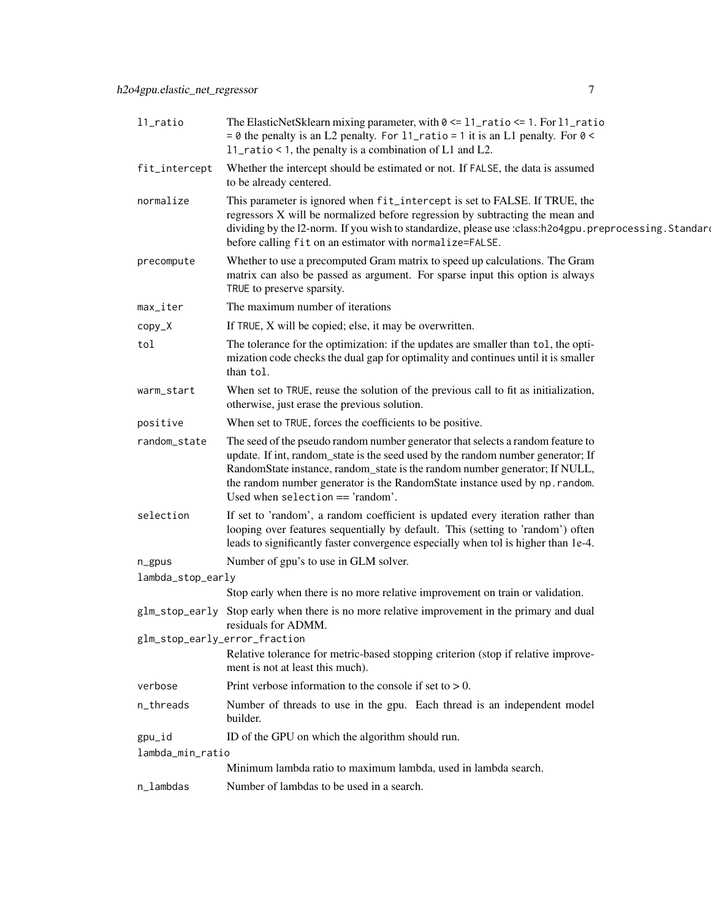| | |
|---|---|
| l1_ratio | The ElasticNetSklearn mixing parameter, with 0 <= l1_ratio <= 1. For l1_ratio = 0 the penalty is an L2 penalty. For l1_ratio = 1 it is an L1 penalty. For 0 < l1_ratio < 1, the penalty is a combination of L1 and L2. |
| fit_intercept | Whether the intercept should be estimated or not. If FALSE, the data is assumed to be already centered. |
| normalize | This parameter is ignored when fit_intercept is set to FALSE. If TRUE, the regressors X will be normalized before regression by subtracting the mean and dividing by the l2-norm. If you wish to standardize, please use :class:h2o4gpu.preprocessing.Standard before calling fit on an estimator with normalize=FALSE. |
| precompute | Whether to use a precomputed Gram matrix to speed up calculations. The Gram matrix can also be passed as argument. For sparse input this option is always TRUE to preserve sparsity. |
| max_iter | The maximum number of iterations |
| copy_X | If TRUE, X will be copied; else, it may be overwritten. |
| tol | The tolerance for the optimization: if the updates are smaller than tol, the optimization code checks the dual gap for optimality and continues until it is smaller than tol. |
| warm_start | When set to TRUE, reuse the solution of the previous call to fit as initialization, otherwise, just erase the previous solution. |
| positive | When set to TRUE, forces the coefficients to be positive. |
| random_state | The seed of the pseudo random number generator that selects a random feature to update. If int, random_state is the seed used by the random number generator; If RandomState instance, random_state is the random number generator; If NULL, the random number generator is the RandomState instance used by np.random. Used when selection == 'random'. |
| selection | If set to 'random', a random coefficient is updated every iteration rather than looping over features sequentially by default. This (setting to 'random') often leads to significantly faster convergence especially when tol is higher than 1e-4. |
| n_gpus | Number of gpu's to use in GLM solver. |
| lambda_stop_early | Stop early when there is no more relative improvement on train or validation. |
| glm_stop_early | Stop early when there is no more relative improvement in the primary and dual residuals for ADMM. |
| glm_stop_early_error_fraction | Relative tolerance for metric-based stopping criterion (stop if relative improvement is not at least this much). |
| verbose | Print verbose information to the console if set to > 0. |
| n_threads | Number of threads to use in the gpu. Each thread is an independent model builder. |
| gpu_id | ID of the GPU on which the algorithm should run. |
| lambda_min_ratio | Minimum lambda ratio to maximum lambda, used in lambda search. |
| n_lambdas | Number of lambdas to be used in a search. |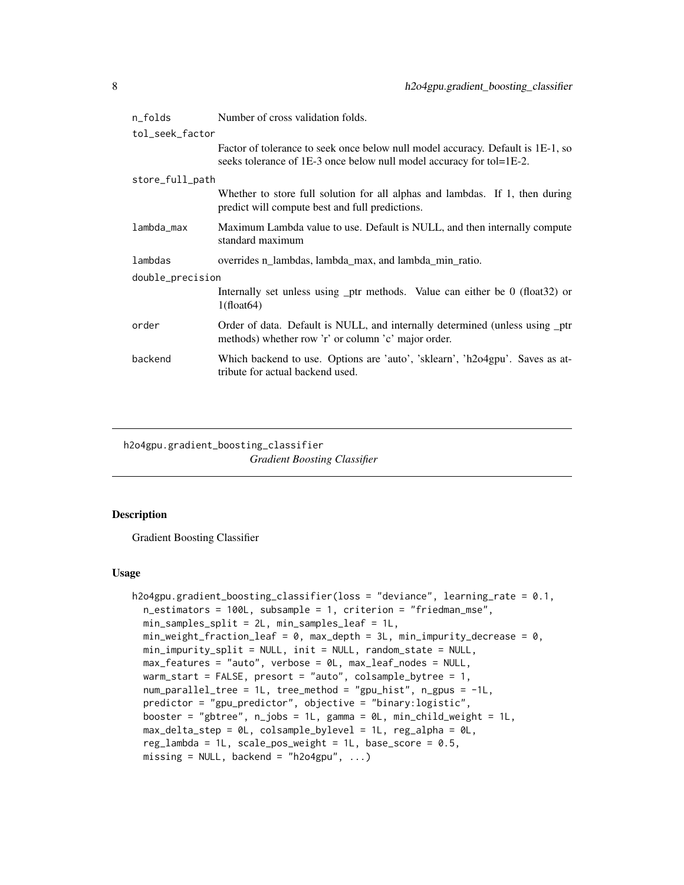| | |
|---|---|
| n_folds | Number of cross validation folds. |
| tol_seek_factor | Factor of tolerance to seek once below null model accuracy. Default is 1E-1, so seeks tolerance of 1E-3 once below null model accuracy for tol=1E-2. |
| store_full_path | Whether to store full solution for all alphas and lambdas. If 1, then during predict will compute best and full predictions. |
| lambda_max | Maximum Lambda value to use. Default is NULL, and then internally compute standard maximum |
| lambdas | overrides n_lambdas, lambda_max, and lambda_min_ratio. |
| double_precision | Internally set unless using _ptr methods. Value can either be 0 (float32) or 1(float64) |
| order | Order of data. Default is NULL, and internally determined (unless using _ptr methods) whether row 'r' or column 'c' major order. |
| backend | Which backend to use. Options are 'auto', 'sklearn', 'h2o4gpu'. Saves as attribute for actual backend used. |

---

## h2o4gpu.gradient_boosting_classifier

*Gradient Boosting Classifier*

### Description

Gradient Boosting Classifier

### Usage

```
h2o4gpu.gradient_boosting_classifier(loss = "deviance", learning_rate = 0.1,
  n_estimators = 100L, subsample = 1, criterion = "friedman_mse",
  min_samples_split = 2L, min_samples_leaf = 1L,
  min_weight_fraction_leaf = 0, max_depth = 3L, min_impurity_decrease = 0,
  min_impurity_split = NULL, init = NULL, random_state = NULL,
  max_features = "auto", verbose = 0L, max_leaf_nodes = NULL,
  warm_start = FALSE, presort = "auto", colsample_bytree = 1,
  num_parallel_tree = 1L, tree_method = "gpu_hist", n_gpus = -1L,
  predictor = "gpu_predictor", objective = "binary:logistic",
  booster = "gbtree", n_jobs = 1L, gamma = 0L, min_child_weight = 1L,
  max_delta_step = 0L, colsample_bylevel = 1L, reg_alpha = 0L,
  reg_lambda = 1L, scale_pos_weight = 1L, base_score = 0.5,
  missing = NULL, backend = "h2o4gpu", ...)
```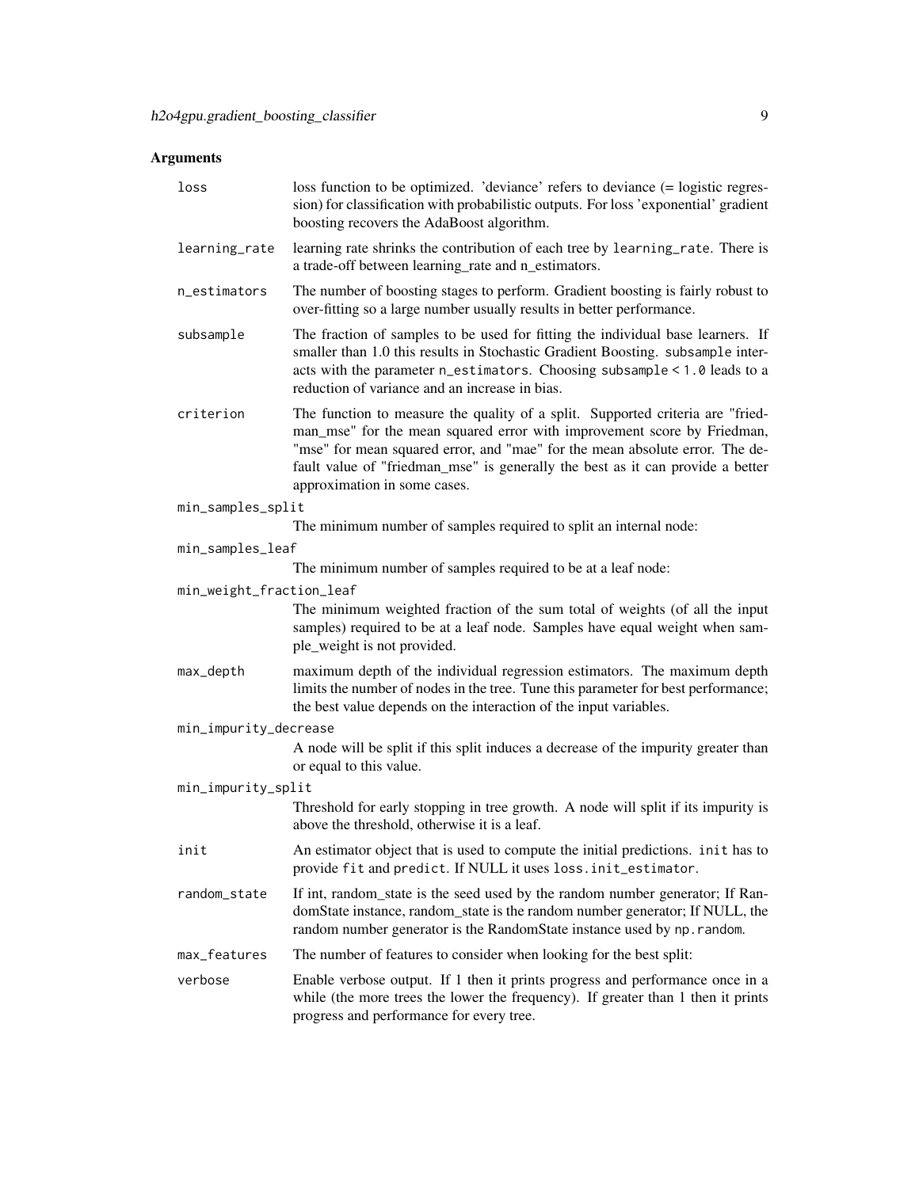### Arguments

- `loss` — loss function to be optimized. 'deviance' refers to deviance (= logistic regression) for classification with probabilistic outputs. For loss 'exponential' gradient boosting recovers the AdaBoost algorithm.
- `learning_rate` — learning rate shrinks the contribution of each tree by `learning_rate`. There is a trade-off between learning_rate and n_estimators.
- `n_estimators` — The number of boosting stages to perform. Gradient boosting is fairly robust to over-fitting so a large number usually results in better performance.
- `subsample` — The fraction of samples to be used for fitting the individual base learners. If smaller than 1.0 this results in Stochastic Gradient Boosting. `subsample` interacts with the parameter `n_estimators`. Choosing `subsample < 1.0` leads to a reduction of variance and an increase in bias.
- `criterion` — The function to measure the quality of a split. Supported criteria are "friedman_mse" for the mean squared error with improvement score by Friedman, "mse" for mean squared error, and "mae" for the mean absolute error. The default value of "friedman_mse" is generally the best as it can provide a better approximation in some cases.
- `min_samples_split` — The minimum number of samples required to split an internal node:
- `min_samples_leaf` — The minimum number of samples required to be at a leaf node:
- `min_weight_fraction_leaf` — The minimum weighted fraction of the sum total of weights (of all the input samples) required to be at a leaf node. Samples have equal weight when sample_weight is not provided.
- `max_depth` — maximum depth of the individual regression estimators. The maximum depth limits the number of nodes in the tree. Tune this parameter for best performance; the best value depends on the interaction of the input variables.
- `min_impurity_decrease` — A node will be split if this split induces a decrease of the impurity greater than or equal to this value.
- `min_impurity_split` — Threshold for early stopping in tree growth. A node will split if its impurity is above the threshold, otherwise it is a leaf.
- `init` — An estimator object that is used to compute the initial predictions. `init` has to provide `fit` and `predict`. If NULL it uses `loss.init_estimator`.
- `random_state` — If int, random_state is the seed used by the random number generator; If RandomState instance, random_state is the random number generator; If NULL, the random number generator is the RandomState instance used by `np.random`.
- `max_features` — The number of features to consider when looking for the best split:
- `verbose` — Enable verbose output. If 1 then it prints progress and performance once in a while (the more trees the lower the frequency). If greater than 1 then it prints progress and performance for every tree.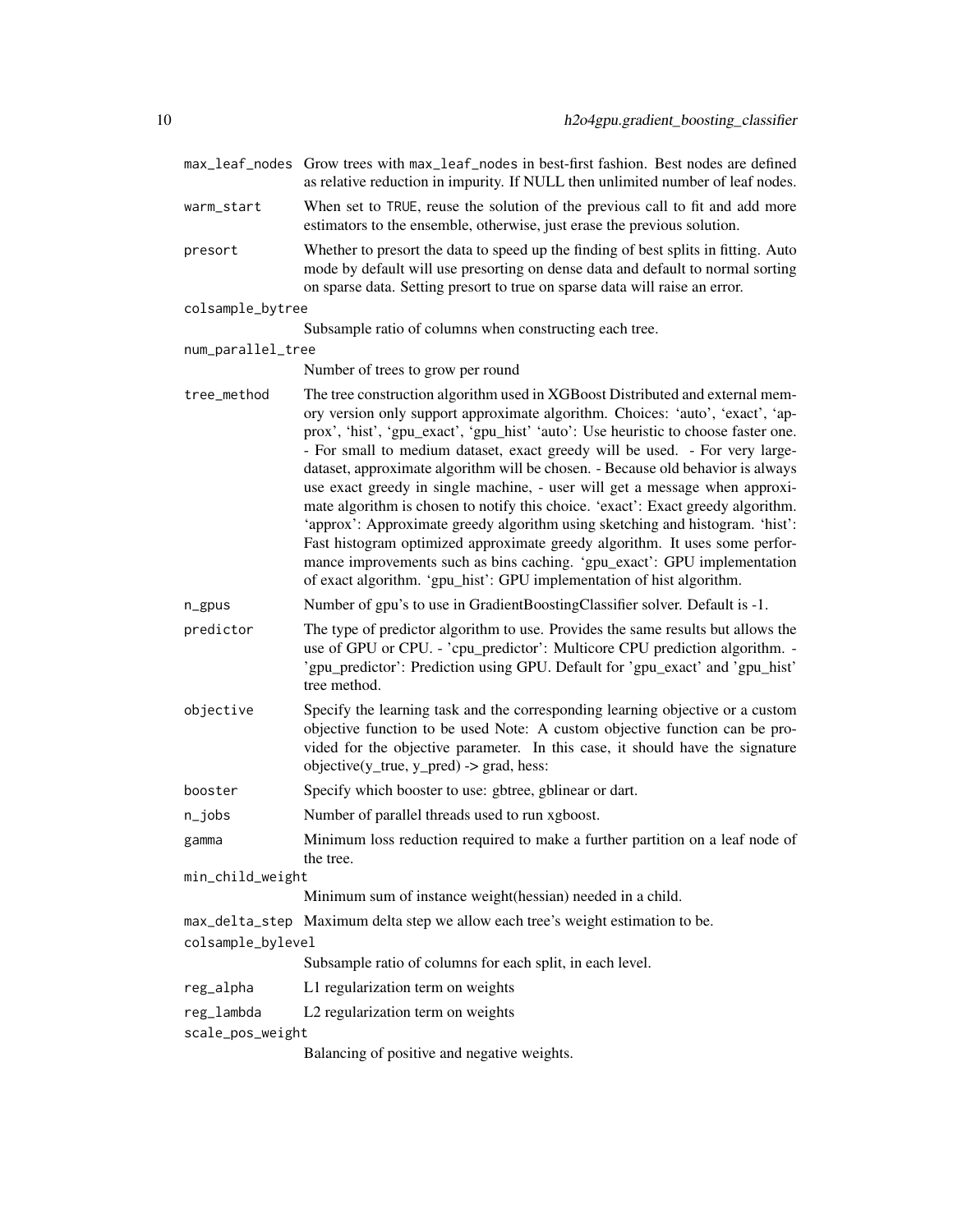| | |
|---|---|
| `max_leaf_nodes` | Grow trees with `max_leaf_nodes` in best-first fashion. Best nodes are defined as relative reduction in impurity. If NULL then unlimited number of leaf nodes. |
| `warm_start` | When set to `TRUE`, reuse the solution of the previous call to fit and add more estimators to the ensemble, otherwise, just erase the previous solution. |
| `presort` | Whether to presort the data to speed up the finding of best splits in fitting. Auto mode by default will use presorting on dense data and default to normal sorting on sparse data. Setting presort to true on sparse data will raise an error. |
| `colsample_bytree` | Subsample ratio of columns when constructing each tree. |
| `num_parallel_tree` | Number of trees to grow per round |
| `tree_method` | The tree construction algorithm used in XGBoost Distributed and external memory version only support approximate algorithm. Choices: 'auto', 'exact', 'approx', 'hist', 'gpu_exact', 'gpu_hist' 'auto': Use heuristic to choose faster one. - For small to medium dataset, exact greedy will be used. - For very large-dataset, approximate algorithm will be chosen. - Because old behavior is always use exact greedy in single machine, - user will get a message when approximate algorithm is chosen to notify this choice. 'exact': Exact greedy algorithm. 'approx': Approximate greedy algorithm using sketching and histogram. 'hist': Fast histogram optimized approximate greedy algorithm. It uses some performance improvements such as bins caching. 'gpu_exact': GPU implementation of exact algorithm. 'gpu_hist': GPU implementation of hist algorithm. |
| `n_gpus` | Number of gpu's to use in GradientBoostingClassifier solver. Default is -1. |
| `predictor` | The type of predictor algorithm to use. Provides the same results but allows the use of GPU or CPU. - 'cpu_predictor': Multicore CPU prediction algorithm. - 'gpu_predictor': Prediction using GPU. Default for 'gpu_exact' and 'gpu_hist' tree method. |
| `objective` | Specify the learning task and the corresponding learning objective or a custom objective function to be used Note: A custom objective function can be provided for the objective parameter. In this case, it should have the signature objective(y_true, y_pred) -> grad, hess: |
| `booster` | Specify which booster to use: gbtree, gblinear or dart. |
| `n_jobs` | Number of parallel threads used to run xgboost. |
| `gamma` | Minimum loss reduction required to make a further partition on a leaf node of the tree. |
| `min_child_weight` | Minimum sum of instance weight(hessian) needed in a child. |
| `max_delta_step` | Maximum delta step we allow each tree's weight estimation to be. |
| `colsample_bylevel` | Subsample ratio of columns for each split, in each level. |
| `reg_alpha` | L1 regularization term on weights |
| `reg_lambda` | L2 regularization term on weights |
| `scale_pos_weight` | Balancing of positive and negative weights. |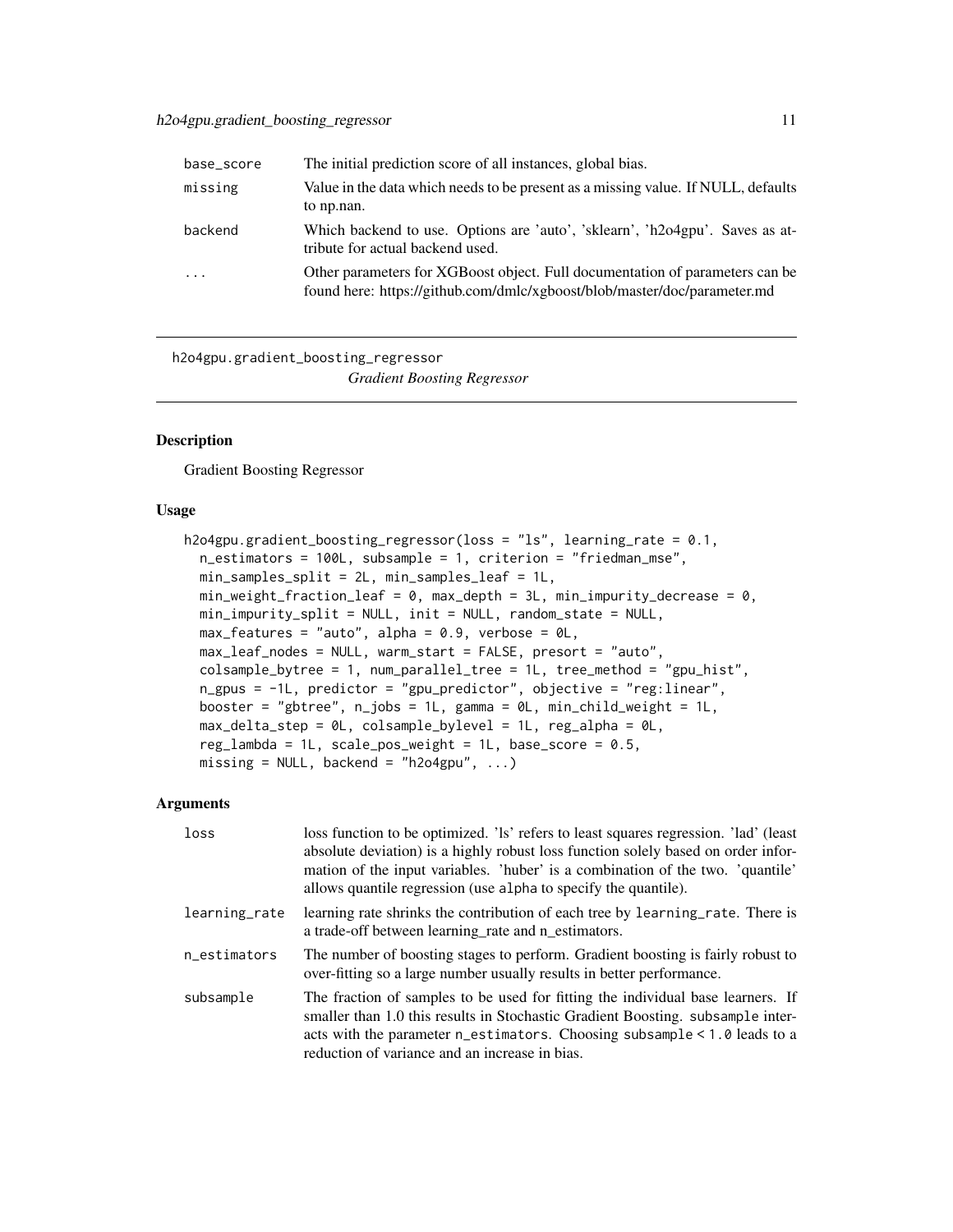| | |
|---|---|
| base_score | The initial prediction score of all instances, global bias. |
| missing | Value in the data which needs to be present as a missing value. If NULL, defaults to np.nan. |
| backend | Which backend to use. Options are 'auto', 'sklearn', 'h2o4gpu'. Saves as attribute for actual backend used. |
| ... | Other parameters for XGBoost object. Full documentation of parameters can be found here: https://github.com/dmlc/xgboost/blob/master/doc/parameter.md |

## h2o4gpu.gradient_boosting_regressor

*Gradient Boosting Regressor*

### Description

Gradient Boosting Regressor

### Usage

```
h2o4gpu.gradient_boosting_regressor(loss = "ls", learning_rate = 0.1,
  n_estimators = 100L, subsample = 1, criterion = "friedman_mse",
  min_samples_split = 2L, min_samples_leaf = 1L,
  min_weight_fraction_leaf = 0, max_depth = 3L, min_impurity_decrease = 0,
  min_impurity_split = NULL, init = NULL, random_state = NULL,
  max_features = "auto", alpha = 0.9, verbose = 0L,
  max_leaf_nodes = NULL, warm_start = FALSE, presort = "auto",
  colsample_bytree = 1, num_parallel_tree = 1L, tree_method = "gpu_hist",
  n_gpus = -1L, predictor = "gpu_predictor", objective = "reg:linear",
  booster = "gbtree", n_jobs = 1L, gamma = 0L, min_child_weight = 1L,
  max_delta_step = 0L, colsample_bylevel = 1L, reg_alpha = 0L,
  reg_lambda = 1L, scale_pos_weight = 1L, base_score = 0.5,
  missing = NULL, backend = "h2o4gpu", ...)
```

### Arguments

| | |
|---|---|
| loss | loss function to be optimized. 'ls' refers to least squares regression. 'lad' (least absolute deviation) is a highly robust loss function solely based on order information of the input variables. 'huber' is a combination of the two. 'quantile' allows quantile regression (use alpha to specify the quantile). |
| learning_rate | learning rate shrinks the contribution of each tree by learning_rate. There is a trade-off between learning_rate and n_estimators. |
| n_estimators | The number of boosting stages to perform. Gradient boosting is fairly robust to over-fitting so a large number usually results in better performance. |
| subsample | The fraction of samples to be used for fitting the individual base learners. If smaller than 1.0 this results in Stochastic Gradient Boosting. subsample interacts with the parameter n_estimators. Choosing subsample < 1.0 leads to a reduction of variance and an increase in bias. |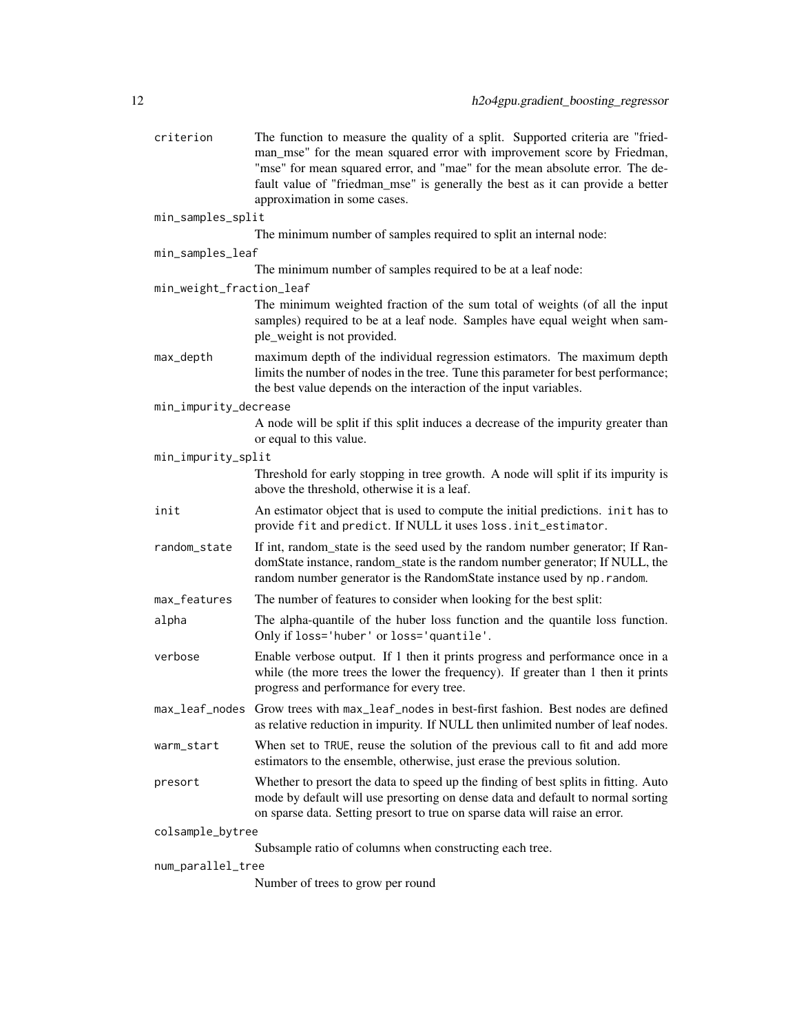| | |
|---|---|
| `criterion` | The function to measure the quality of a split. Supported criteria are "friedman_mse" for the mean squared error with improvement score by Friedman, "mse" for mean squared error, and "mae" for the mean absolute error. The default value of "friedman_mse" is generally the best as it can provide a better approximation in some cases. |
| `min_samples_split` | The minimum number of samples required to split an internal node: |
| `min_samples_leaf` | The minimum number of samples required to be at a leaf node: |
| `min_weight_fraction_leaf` | The minimum weighted fraction of the sum total of weights (of all the input samples) required to be at a leaf node. Samples have equal weight when sample_weight is not provided. |
| `max_depth` | maximum depth of the individual regression estimators. The maximum depth limits the number of nodes in the tree. Tune this parameter for best performance; the best value depends on the interaction of the input variables. |
| `min_impurity_decrease` | A node will be split if this split induces a decrease of the impurity greater than or equal to this value. |
| `min_impurity_split` | Threshold for early stopping in tree growth. A node will split if its impurity is above the threshold, otherwise it is a leaf. |
| `init` | An estimator object that is used to compute the initial predictions. `init` has to provide `fit` and `predict`. If NULL it uses `loss.init_estimator`. |
| `random_state` | If int, random_state is the seed used by the random number generator; If RandomState instance, random_state is the random number generator; If NULL, the random number generator is the RandomState instance used by `np.random`. |
| `max_features` | The number of features to consider when looking for the best split: |
| `alpha` | The alpha-quantile of the huber loss function and the quantile loss function. Only if `loss='huber'` or `loss='quantile'`. |
| `verbose` | Enable verbose output. If 1 then it prints progress and performance once in a while (the more trees the lower the frequency). If greater than 1 then it prints progress and performance for every tree. |
| `max_leaf_nodes` | Grow trees with `max_leaf_nodes` in best-first fashion. Best nodes are defined as relative reduction in impurity. If NULL then unlimited number of leaf nodes. |
| `warm_start` | When set to `TRUE`, reuse the solution of the previous call to fit and add more estimators to the ensemble, otherwise, just erase the previous solution. |
| `presort` | Whether to presort the data to speed up the finding of best splits in fitting. Auto mode by default will use presorting on dense data and default to normal sorting on sparse data. Setting presort to true on sparse data will raise an error. |
| `colsample_bytree` | Subsample ratio of columns when constructing each tree. |
| `num_parallel_tree` | Number of trees to grow per round |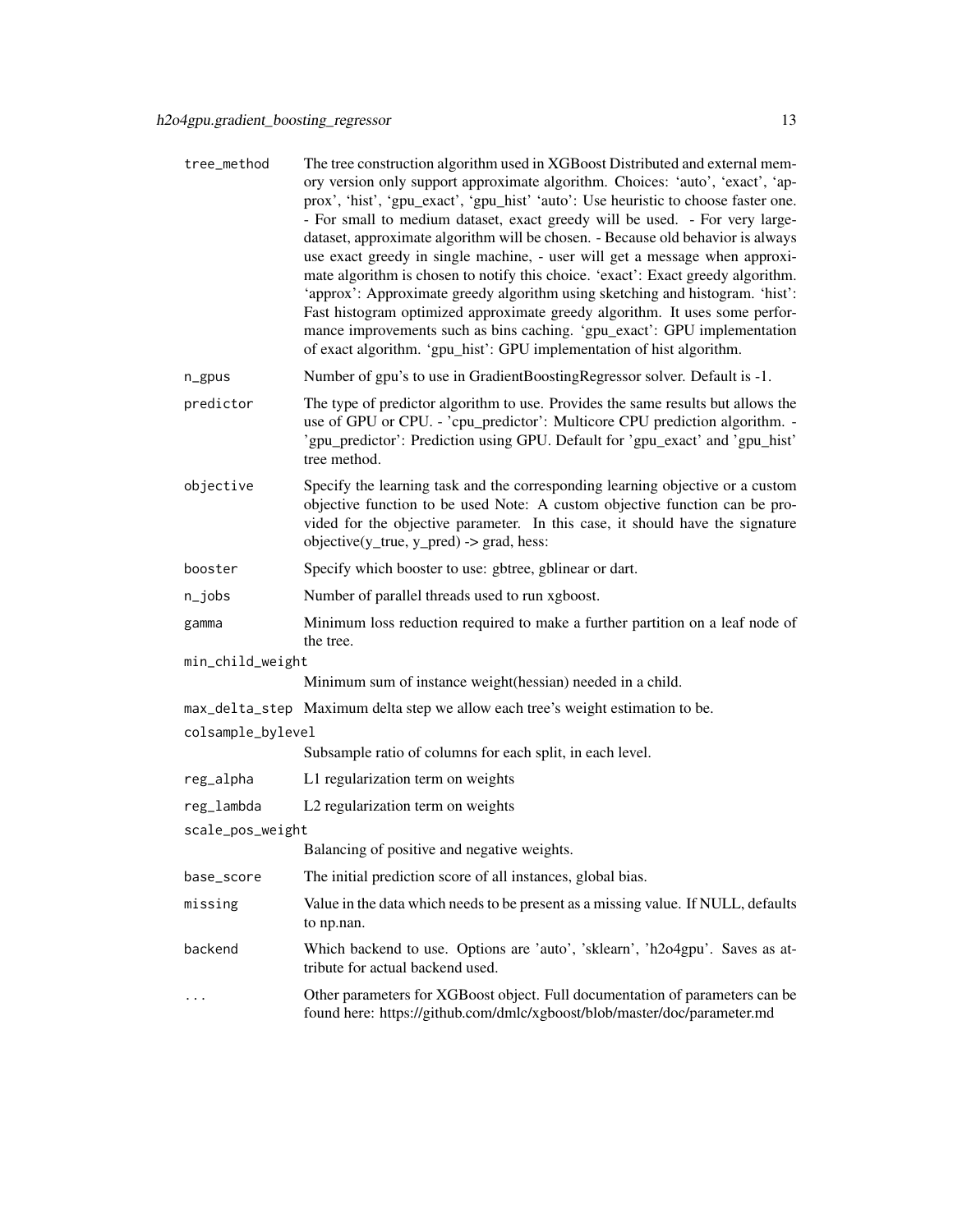| | |
|---|---|
| `tree_method` | The tree construction algorithm used in XGBoost Distributed and external memory version only support approximate algorithm. Choices: 'auto', 'exact', 'approx', 'hist', 'gpu_exact', 'gpu_hist' 'auto': Use heuristic to choose faster one. - For small to medium dataset, exact greedy will be used. - For very large-dataset, approximate algorithm will be chosen. - Because old behavior is always use exact greedy in single machine, - user will get a message when approximate algorithm is chosen to notify this choice. 'exact': Exact greedy algorithm. 'approx': Approximate greedy algorithm using sketching and histogram. 'hist': Fast histogram optimized approximate greedy algorithm. It uses some performance improvements such as bins caching. 'gpu_exact': GPU implementation of exact algorithm. 'gpu_hist': GPU implementation of hist algorithm. |
| `n_gpus` | Number of gpu's to use in GradientBoostingRegressor solver. Default is -1. |
| `predictor` | The type of predictor algorithm to use. Provides the same results but allows the use of GPU or CPU. - 'cpu_predictor': Multicore CPU prediction algorithm. - 'gpu_predictor': Prediction using GPU. Default for 'gpu_exact' and 'gpu_hist' tree method. |
| `objective` | Specify the learning task and the corresponding learning objective or a custom objective function to be used Note: A custom objective function can be provided for the objective parameter. In this case, it should have the signature objective(y_true, y_pred) -> grad, hess: |
| `booster` | Specify which booster to use: gbtree, gblinear or dart. |
| `n_jobs` | Number of parallel threads used to run xgboost. |
| `gamma` | Minimum loss reduction required to make a further partition on a leaf node of the tree. |
| `min_child_weight` | Minimum sum of instance weight(hessian) needed in a child. |
| `max_delta_step` | Maximum delta step we allow each tree's weight estimation to be. |
| `colsample_bylevel` | Subsample ratio of columns for each split, in each level. |
| `reg_alpha` | L1 regularization term on weights |
| `reg_lambda` | L2 regularization term on weights |
| `scale_pos_weight` | Balancing of positive and negative weights. |
| `base_score` | The initial prediction score of all instances, global bias. |
| `missing` | Value in the data which needs to be present as a missing value. If NULL, defaults to np.nan. |
| `backend` | Which backend to use. Options are 'auto', 'sklearn', 'h2o4gpu'. Saves as attribute for actual backend used. |
| `...` | Other parameters for XGBoost object. Full documentation of parameters can be found here: https://github.com/dmlc/xgboost/blob/master/doc/parameter.md |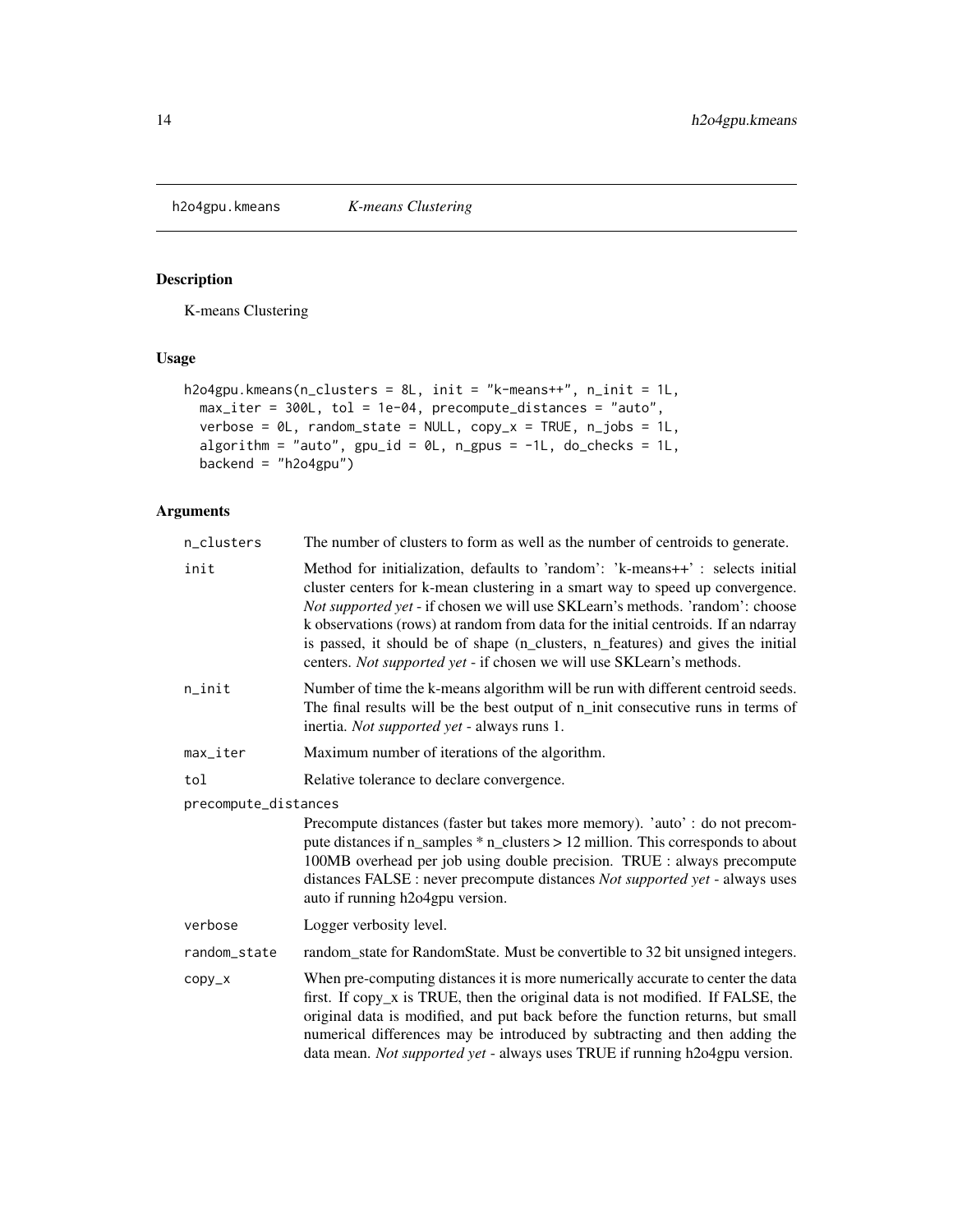h2o4gpu.kmeans *K-means Clustering*

## Description

K-means Clustering

## Usage

```
h2o4gpu.kmeans(n_clusters = 8L, init = "k-means++", n_init = 1L,
  max_iter = 300L, tol = 1e-04, precompute_distances = "auto",
  verbose = 0L, random_state = NULL, copy_x = TRUE, n_jobs = 1L,
  algorithm = "auto", gpu_id = 0L, n_gpus = -1L, do_checks = 1L,
  backend = "h2o4gpu")
```

## Arguments

| | |
|---|---|
| n_clusters | The number of clusters to form as well as the number of centroids to generate. |
| init | Method for initialization, defaults to 'random': 'k-means++' : selects initial cluster centers for k-mean clustering in a smart way to speed up convergence. *Not supported yet* - if chosen we will use SKLearn's methods. 'random': choose k observations (rows) at random from data for the initial centroids. If an ndarray is passed, it should be of shape (n_clusters, n_features) and gives the initial centers. *Not supported yet* - if chosen we will use SKLearn's methods. |
| n_init | Number of time the k-means algorithm will be run with different centroid seeds. The final results will be the best output of n_init consecutive runs in terms of inertia. *Not supported yet* - always runs 1. |
| max_iter | Maximum number of iterations of the algorithm. |
| tol | Relative tolerance to declare convergence. |
| precompute_distances | Precompute distances (faster but takes more memory). 'auto' : do not precompute distances if n_samples * n_clusters > 12 million. This corresponds to about 100MB overhead per job using double precision. TRUE : always precompute distances FALSE : never precompute distances *Not supported yet* - always uses auto if running h2o4gpu version. |
| verbose | Logger verbosity level. |
| random_state | random_state for RandomState. Must be convertible to 32 bit unsigned integers. |
| copy_x | When pre-computing distances it is more numerically accurate to center the data first. If copy_x is TRUE, then the original data is not modified. If FALSE, the original data is modified, and put back before the function returns, but small numerical differences may be introduced by subtracting and then adding the data mean. *Not supported yet* - always uses TRUE if running h2o4gpu version. |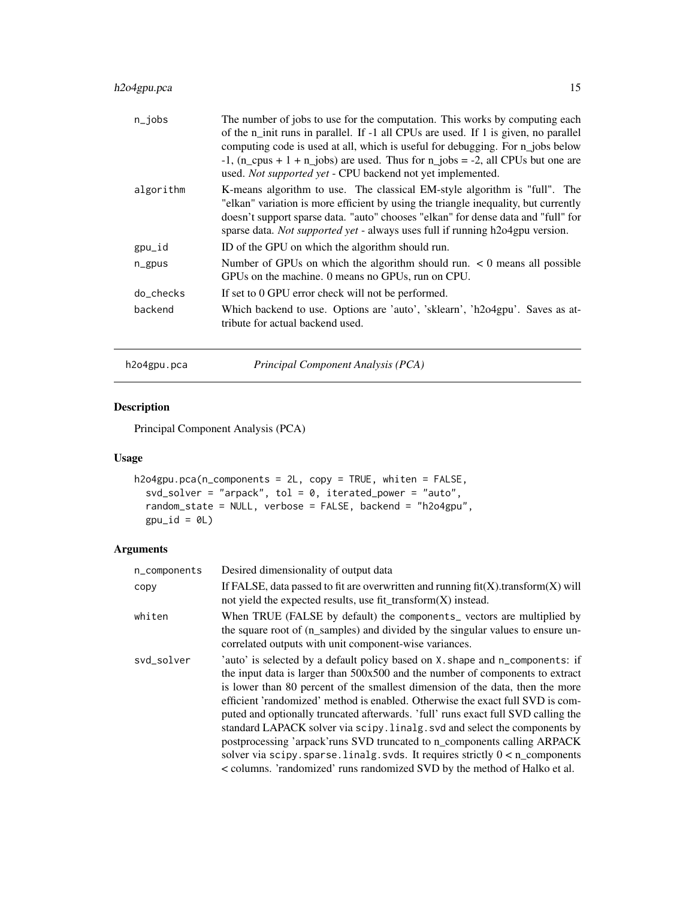| | |
|---|---|
| n_jobs | The number of jobs to use for the computation. This works by computing each of the n_init runs in parallel. If -1 all CPUs are used. If 1 is given, no parallel computing code is used at all, which is useful for debugging. For n_jobs below -1, (n_cpus + 1 + n_jobs) are used. Thus for n_jobs = -2, all CPUs but one are used. *Not supported yet* - CPU backend not yet implemented. |
| algorithm | K-means algorithm to use. The classical EM-style algorithm is "full". The "elkan" variation is more efficient by using the triangle inequality, but currently doesn't support sparse data. "auto" chooses "elkan" for dense data and "full" for sparse data. *Not supported yet* - always uses full if running h2o4gpu version. |
| gpu_id | ID of the GPU on which the algorithm should run. |
| n_gpus | Number of GPUs on which the algorithm should run. < 0 means all possible GPUs on the machine. 0 means no GPUs, run on CPU. |
| do_checks | If set to 0 GPU error check will not be performed. |
| backend | Which backend to use. Options are 'auto', 'sklearn', 'h2o4gpu'. Saves as attribute for actual backend used. |

## h2o4gpu.pca *Principal Component Analysis (PCA)*

### Description

Principal Component Analysis (PCA)

### Usage

```
h2o4gpu.pca(n_components = 2L, copy = TRUE, whiten = FALSE,
  svd_solver = "arpack", tol = 0, iterated_power = "auto",
  random_state = NULL, verbose = FALSE, backend = "h2o4gpu",
  gpu_id = 0L)
```

### Arguments

| | |
|---|---|
| n_components | Desired dimensionality of output data |
| copy | If FALSE, data passed to fit are overwritten and running fit(X).transform(X) will not yield the expected results, use fit_transform(X) instead. |
| whiten | When TRUE (FALSE by default) the `components_` vectors are multiplied by the square root of (n_samples) and divided by the singular values to ensure uncorrelated outputs with unit component-wise variances. |
| svd_solver | 'auto' is selected by a default policy based on `X.shape` and `n_components`: if the input data is larger than 500x500 and the number of components to extract is lower than 80 percent of the smallest dimension of the data, then the more efficient 'randomized' method is enabled. Otherwise the exact full SVD is computed and optionally truncated afterwards. 'full' runs exact full SVD calling the standard LAPACK solver via `scipy.linalg.svd` and select the components by postprocessing 'arpack'runs SVD truncated to n_components calling ARPACK solver via `scipy.sparse.linalg.svds`. It requires strictly 0 < n_components < columns. 'randomized' runs randomized SVD by the method of Halko et al. |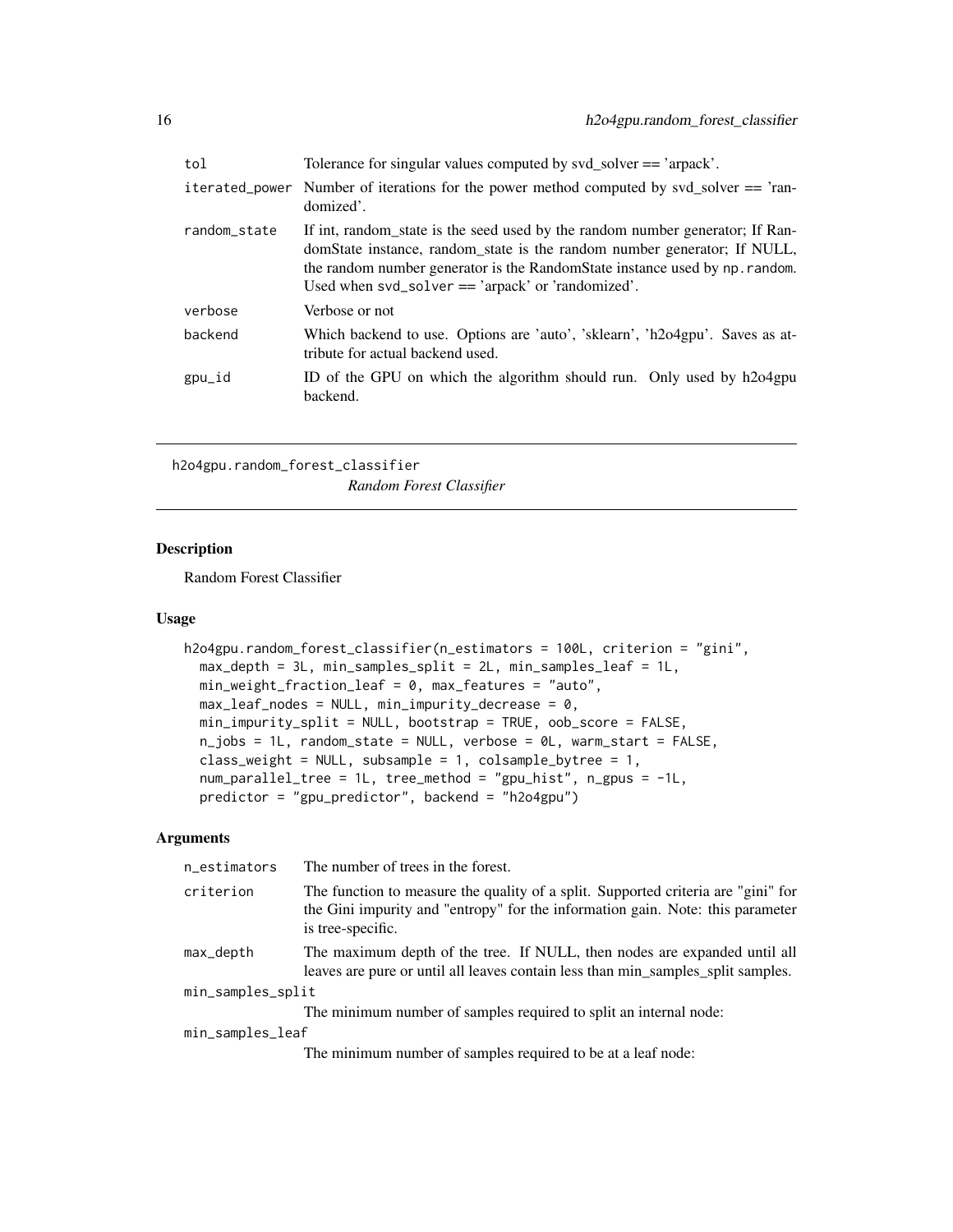| | |
|---|---|
| tol | Tolerance for singular values computed by svd_solver == 'arpack'. |
| iterated_power | Number of iterations for the power method computed by svd_solver == 'randomized'. |
| random_state | If int, random_state is the seed used by the random number generator; If RandomState instance, random_state is the random number generator; If NULL, the random number generator is the RandomState instance used by `np.random`. Used when `svd_solver == 'arpack' or 'randomized'`. |
| verbose | Verbose or not |
| backend | Which backend to use. Options are 'auto', 'sklearn', 'h2o4gpu'. Saves as attribute for actual backend used. |
| gpu_id | ID of the GPU on which the algorithm should run. Only used by h2o4gpu backend. |

---

## h2o4gpu.random_forest_classifier

*Random Forest Classifier*

### Description

Random Forest Classifier

### Usage

```
h2o4gpu.random_forest_classifier(n_estimators = 100L, criterion = "gini",
  max_depth = 3L, min_samples_split = 2L, min_samples_leaf = 1L,
  min_weight_fraction_leaf = 0, max_features = "auto",
  max_leaf_nodes = NULL, min_impurity_decrease = 0,
  min_impurity_split = NULL, bootstrap = TRUE, oob_score = FALSE,
  n_jobs = 1L, random_state = NULL, verbose = 0L, warm_start = FALSE,
  class_weight = NULL, subsample = 1, colsample_bytree = 1,
  num_parallel_tree = 1L, tree_method = "gpu_hist", n_gpus = -1L,
  predictor = "gpu_predictor", backend = "h2o4gpu")
```

### Arguments

| | |
|---|---|
| n_estimators | The number of trees in the forest. |
| criterion | The function to measure the quality of a split. Supported criteria are "gini" for the Gini impurity and "entropy" for the information gain. Note: this parameter is tree-specific. |
| max_depth | The maximum depth of the tree. If NULL, then nodes are expanded until all leaves are pure or until all leaves contain less than min_samples_split samples. |
| min_samples_split | The minimum number of samples required to split an internal node: |
| min_samples_leaf | The minimum number of samples required to be at a leaf node: |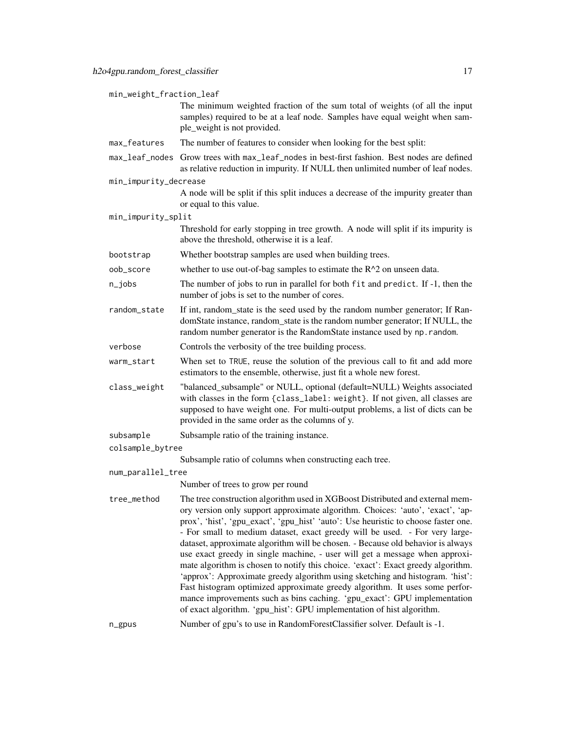min_weight_fraction_leaf
: The minimum weighted fraction of the sum total of weights (of all the input samples) required to be at a leaf node. Samples have equal weight when sample_weight is not provided.

max_features
: The number of features to consider when looking for the best split:

max_leaf_nodes
: Grow trees with `max_leaf_nodes` in best-first fashion. Best nodes are defined as relative reduction in impurity. If NULL then unlimited number of leaf nodes.

min_impurity_decrease
: A node will be split if this split induces a decrease of the impurity greater than or equal to this value.

min_impurity_split
: Threshold for early stopping in tree growth. A node will split if its impurity is above the threshold, otherwise it is a leaf.

bootstrap
: Whether bootstrap samples are used when building trees.

oob_score
: whether to use out-of-bag samples to estimate the $R^2$ on unseen data.

n_jobs
: The number of jobs to run in parallel for both `fit` and `predict`. If -1, then the number of jobs is set to the number of cores.

random_state
: If int, random_state is the seed used by the random number generator; If RandomState instance, random_state is the random number generator; If NULL, the random number generator is the RandomState instance used by `np.random`.

verbose
: Controls the verbosity of the tree building process.

warm_start
: When set to `TRUE`, reuse the solution of the previous call to fit and add more estimators to the ensemble, otherwise, just fit a whole new forest.

class_weight
: "balanced_subsample" or NULL, optional (default=NULL) Weights associated with classes in the form `{class_label: weight}`. If not given, all classes are supposed to have weight one. For multi-output problems, a list of dicts can be provided in the same order as the columns of y.

subsample
: Subsample ratio of the training instance.

colsample_bytree
: Subsample ratio of columns when constructing each tree.

num_parallel_tree
: Number of trees to grow per round

tree_method
: The tree construction algorithm used in XGBoost Distributed and external memory version only support approximate algorithm. Choices: 'auto', 'exact', 'approx', 'hist', 'gpu_exact', 'gpu_hist' 'auto': Use heuristic to choose faster one. - For small to medium dataset, exact greedy will be used. - For very large-dataset, approximate algorithm will be chosen. - Because old behavior is always use exact greedy in single machine, - user will get a message when approximate algorithm is chosen to notify this choice. 'exact': Exact greedy algorithm. 'approx': Approximate greedy algorithm using sketching and histogram. 'hist': Fast histogram optimized approximate greedy algorithm. It uses some performance improvements such as bins caching. 'gpu_exact': GPU implementation of exact algorithm. 'gpu_hist': GPU implementation of hist algorithm.

n_gpus
: Number of gpu's to use in RandomForestClassifier solver. Default is -1.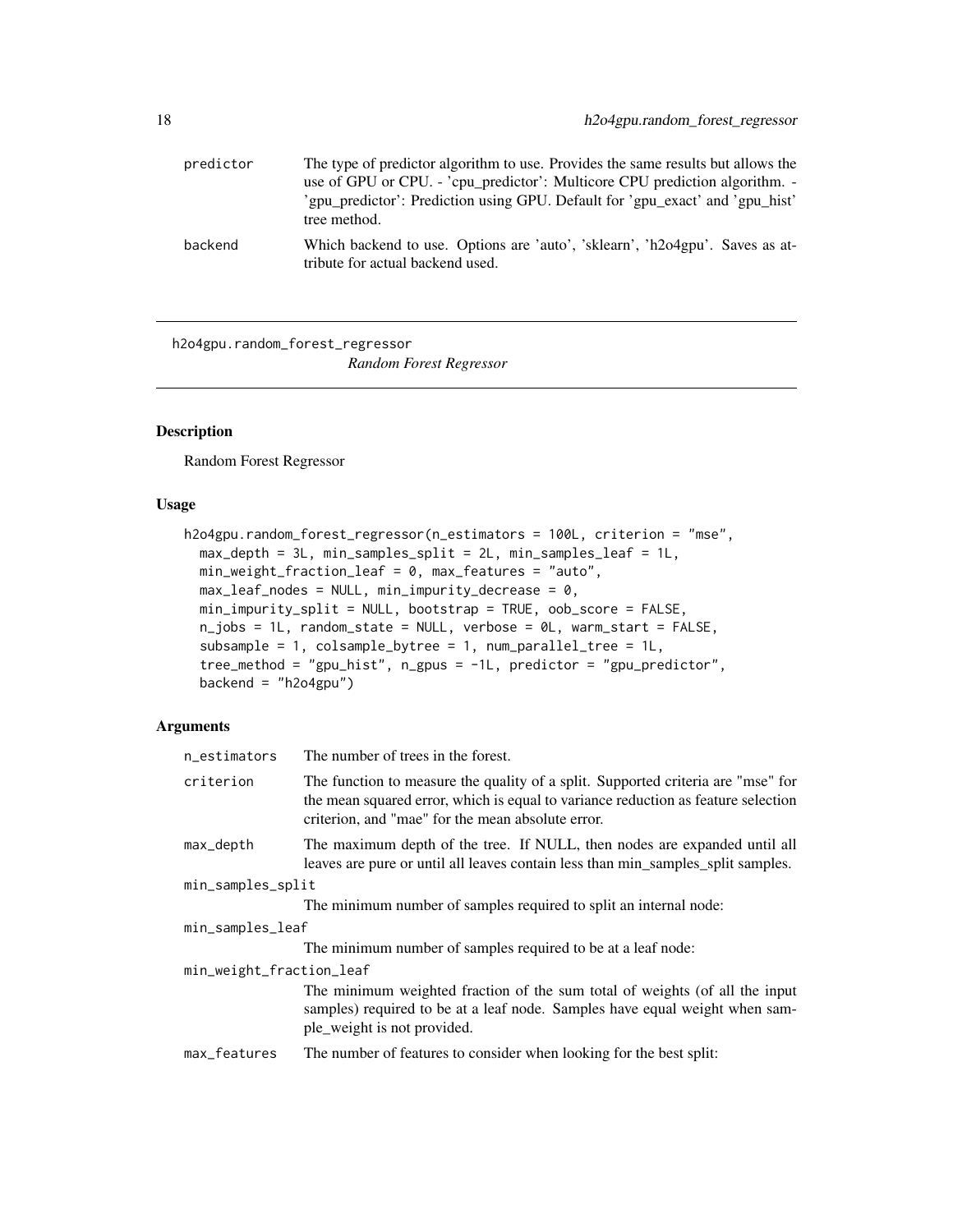| | |
|---|---|
| predictor | The type of predictor algorithm to use. Provides the same results but allows the use of GPU or CPU. - 'cpu_predictor': Multicore CPU prediction algorithm. - 'gpu_predictor': Prediction using GPU. Default for 'gpu_exact' and 'gpu_hist' tree method. |
| backend | Which backend to use. Options are 'auto', 'sklearn', 'h2o4gpu'. Saves as attribute for actual backend used. |

---

## h2o4gpu.random_forest_regressor — *Random Forest Regressor*

### Description

Random Forest Regressor

### Usage

```
h2o4gpu.random_forest_regressor(n_estimators = 100L, criterion = "mse",
  max_depth = 3L, min_samples_split = 2L, min_samples_leaf = 1L,
  min_weight_fraction_leaf = 0, max_features = "auto",
  max_leaf_nodes = NULL, min_impurity_decrease = 0,
  min_impurity_split = NULL, bootstrap = TRUE, oob_score = FALSE,
  n_jobs = 1L, random_state = NULL, verbose = 0L, warm_start = FALSE,
  subsample = 1, colsample_bytree = 1, num_parallel_tree = 1L,
  tree_method = "gpu_hist", n_gpus = -1L, predictor = "gpu_predictor",
  backend = "h2o4gpu")
```

### Arguments

| | |
|---|---|
| n_estimators | The number of trees in the forest. |
| criterion | The function to measure the quality of a split. Supported criteria are "mse" for the mean squared error, which is equal to variance reduction as feature selection criterion, and "mae" for the mean absolute error. |
| max_depth | The maximum depth of the tree. If NULL, then nodes are expanded until all leaves are pure or until all leaves contain less than min_samples_split samples. |
| min_samples_split | The minimum number of samples required to split an internal node: |
| min_samples_leaf | The minimum number of samples required to be at a leaf node: |
| min_weight_fraction_leaf | The minimum weighted fraction of the sum total of weights (of all the input samples) required to be at a leaf node. Samples have equal weight when sample_weight is not provided. |
| max_features | The number of features to consider when looking for the best split: |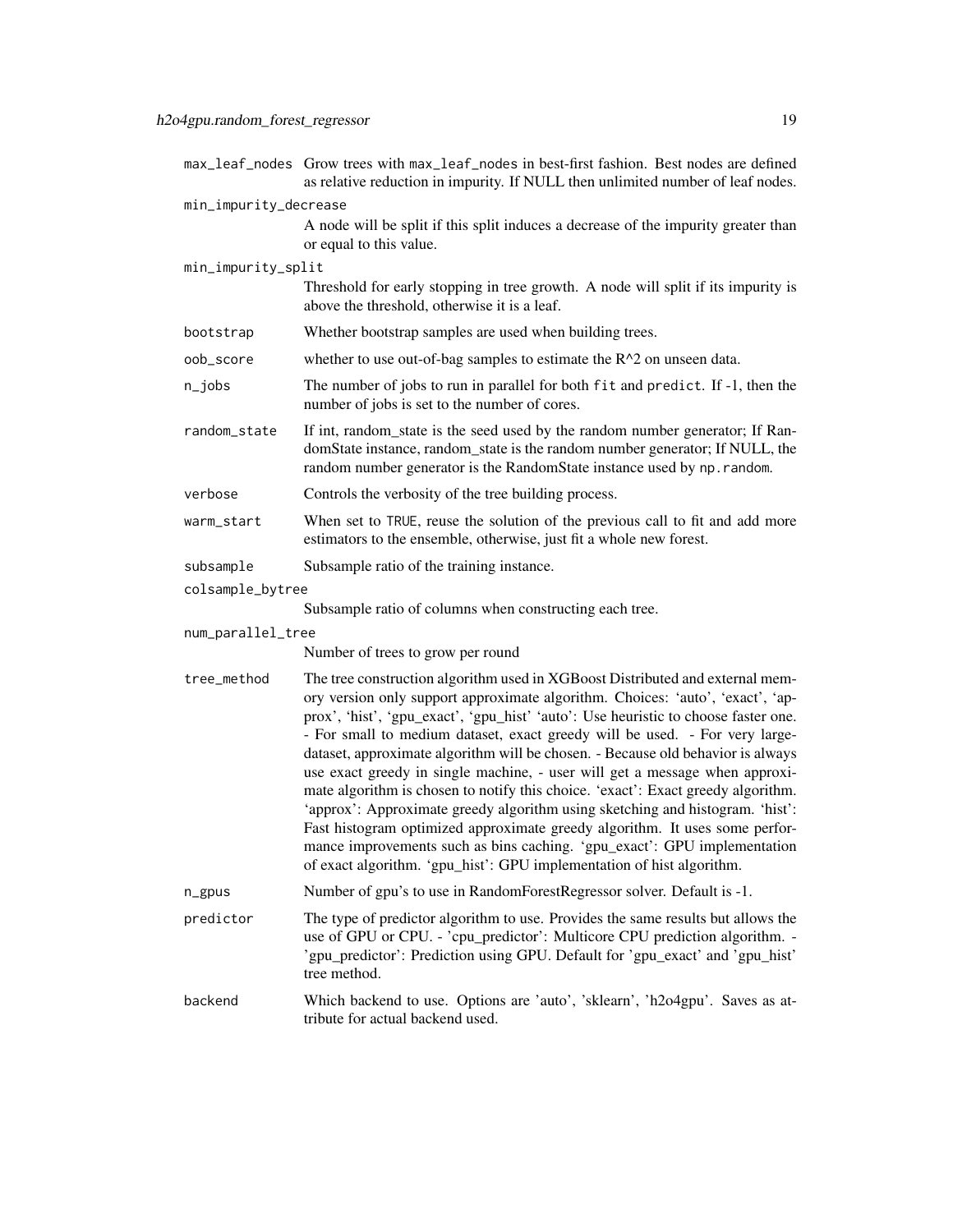`max_leaf_nodes` Grow trees with `max_leaf_nodes` in best-first fashion. Best nodes are defined as relative reduction in impurity. If NULL then unlimited number of leaf nodes.

`min_impurity_decrease`
A node will be split if this split induces a decrease of the impurity greater than or equal to this value.

`min_impurity_split`
Threshold for early stopping in tree growth. A node will split if its impurity is above the threshold, otherwise it is a leaf.

`bootstrap` Whether bootstrap samples are used when building trees.

`oob_score` whether to use out-of-bag samples to estimate the R^2 on unseen data.

`n_jobs` The number of jobs to run in parallel for both `fit` and `predict`. If -1, then the number of jobs is set to the number of cores.

`random_state` If int, random_state is the seed used by the random number generator; If RandomState instance, random_state is the random number generator; If NULL, the random number generator is the RandomState instance used by `np.random`.

`verbose` Controls the verbosity of the tree building process.

`warm_start` When set to `TRUE`, reuse the solution of the previous call to fit and add more estimators to the ensemble, otherwise, just fit a whole new forest.

`subsample` Subsample ratio of the training instance.

`colsample_bytree`
Subsample ratio of columns when constructing each tree.

`num_parallel_tree`
Number of trees to grow per round

`tree_method` The tree construction algorithm used in XGBoost Distributed and external memory version only support approximate algorithm. Choices: 'auto', 'exact', 'approx', 'hist', 'gpu_exact', 'gpu_hist' 'auto': Use heuristic to choose faster one. - For small to medium dataset, exact greedy will be used. - For very largedataset, approximate algorithm will be chosen. - Because old behavior is always use exact greedy in single machine, - user will get a message when approximate algorithm is chosen to notify this choice. 'exact': Exact greedy algorithm. 'approx': Approximate greedy algorithm using sketching and histogram. 'hist': Fast histogram optimized approximate greedy algorithm. It uses some performance improvements such as bins caching. 'gpu_exact': GPU implementation of exact algorithm. 'gpu_hist': GPU implementation of hist algorithm.

`n_gpus` Number of gpu's to use in RandomForestRegressor solver. Default is -1.

`predictor` The type of predictor algorithm to use. Provides the same results but allows the use of GPU or CPU. - 'cpu_predictor': Multicore CPU prediction algorithm. - 'gpu_predictor': Prediction using GPU. Default for 'gpu_exact' and 'gpu_hist' tree method.

`backend` Which backend to use. Options are 'auto', 'sklearn', 'h2o4gpu'. Saves as attribute for actual backend used.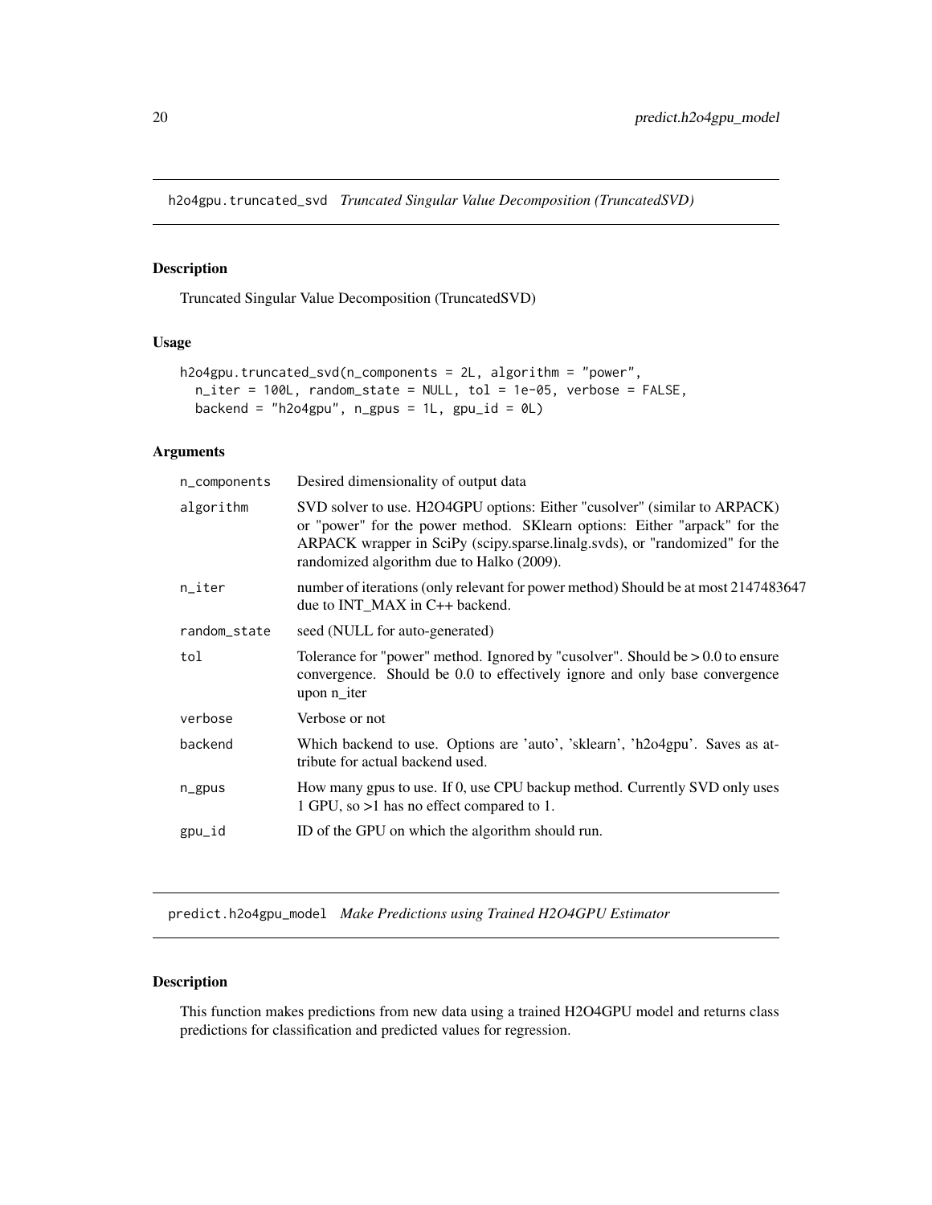## h2o4gpu.truncated_svd *Truncated Singular Value Decomposition (TruncatedSVD)*

### Description

Truncated Singular Value Decomposition (TruncatedSVD)

### Usage

```
h2o4gpu.truncated_svd(n_components = 2L, algorithm = "power",
  n_iter = 100L, random_state = NULL, tol = 1e-05, verbose = FALSE,
  backend = "h2o4gpu", n_gpus = 1L, gpu_id = 0L)
```

### Arguments

| | |
|---|---|
| n_components | Desired dimensionality of output data |
| algorithm | SVD solver to use. H2O4GPU options: Either "cusolver" (similar to ARPACK) or "power" for the power method. SKlearn options: Either "arpack" for the ARPACK wrapper in SciPy (scipy.sparse.linalg.svds), or "randomized" for the randomized algorithm due to Halko (2009). |
| n_iter | number of iterations (only relevant for power method) Should be at most 2147483647 due to INT_MAX in C++ backend. |
| random_state | seed (NULL for auto-generated) |
| tol | Tolerance for "power" method. Ignored by "cusolver". Should be > 0.0 to ensure convergence. Should be 0.0 to effectively ignore and only base convergence upon n_iter |
| verbose | Verbose or not |
| backend | Which backend to use. Options are 'auto', 'sklearn', 'h2o4gpu'. Saves as attribute for actual backend used. |
| n_gpus | How many gpus to use. If 0, use CPU backup method. Currently SVD only uses 1 GPU, so >1 has no effect compared to 1. |
| gpu_id | ID of the GPU on which the algorithm should run. |

## predict.h2o4gpu_model *Make Predictions using Trained H2O4GPU Estimator*

### Description

This function makes predictions from new data using a trained H2O4GPU model and returns class predictions for classification and predicted values for regression.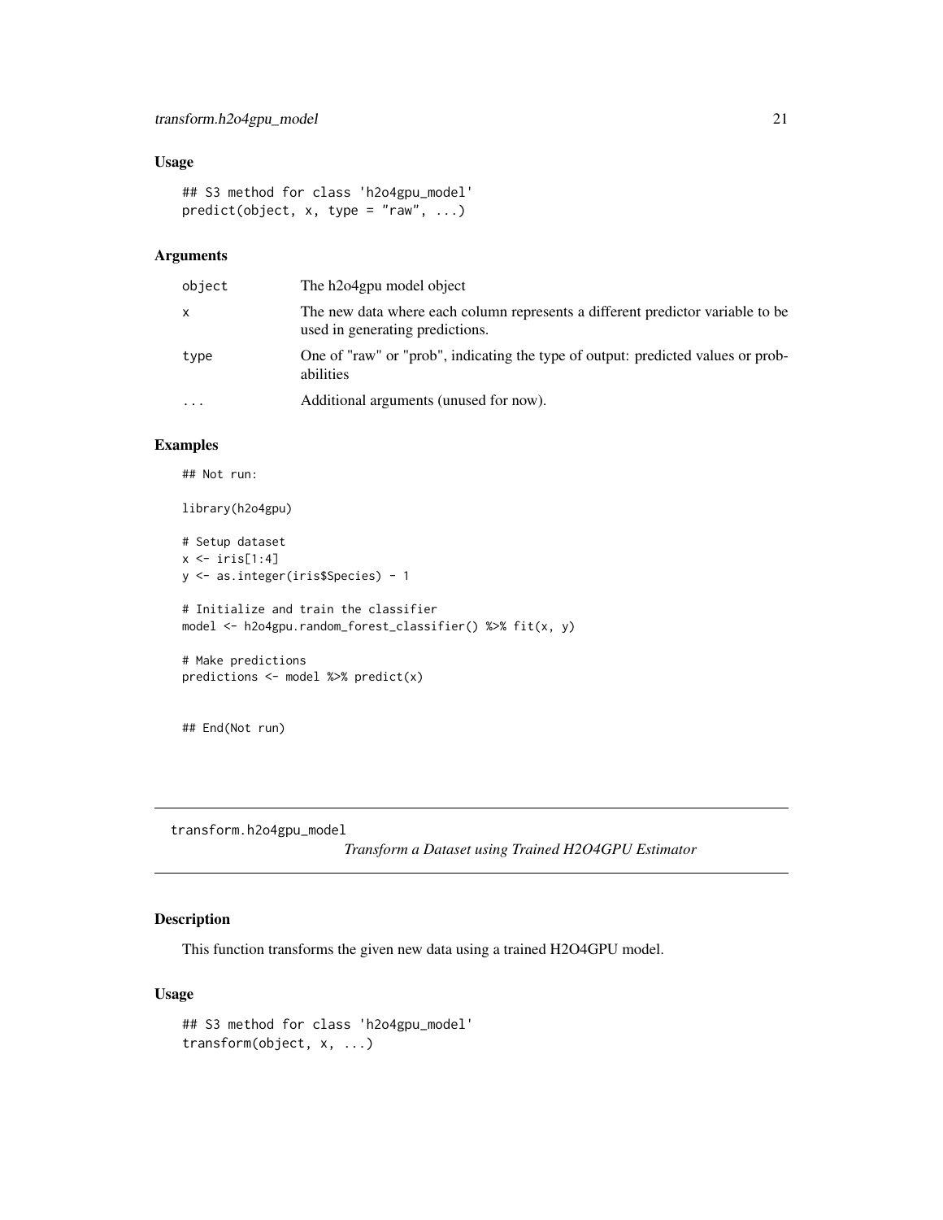## Usage

```
## S3 method for class 'h2o4gpu_model'
predict(object, x, type = "raw", ...)
```

## Arguments

| | |
|---|---|
| object | The h2o4gpu model object |
| x | The new data where each column represents a different predictor variable to be used in generating predictions. |
| type | One of "raw" or "prob", indicating the type of output: predicted values or probabilities |
| ... | Additional arguments (unused for now). |

## Examples

```
## Not run:

library(h2o4gpu)

# Setup dataset
x <- iris[1:4]
y <- as.integer(iris$Species) - 1

# Initialize and train the classifier
model <- h2o4gpu.random_forest_classifier() %>% fit(x, y)

# Make predictions
predictions <- model %>% predict(x)


## End(Not run)
```

---

# transform.h2o4gpu_model

*Transform a Dataset using Trained H2O4GPU Estimator*

## Description

This function transforms the given new data using a trained H2O4GPU model.

## Usage

```
## S3 method for class 'h2o4gpu_model'
transform(object, x, ...)
```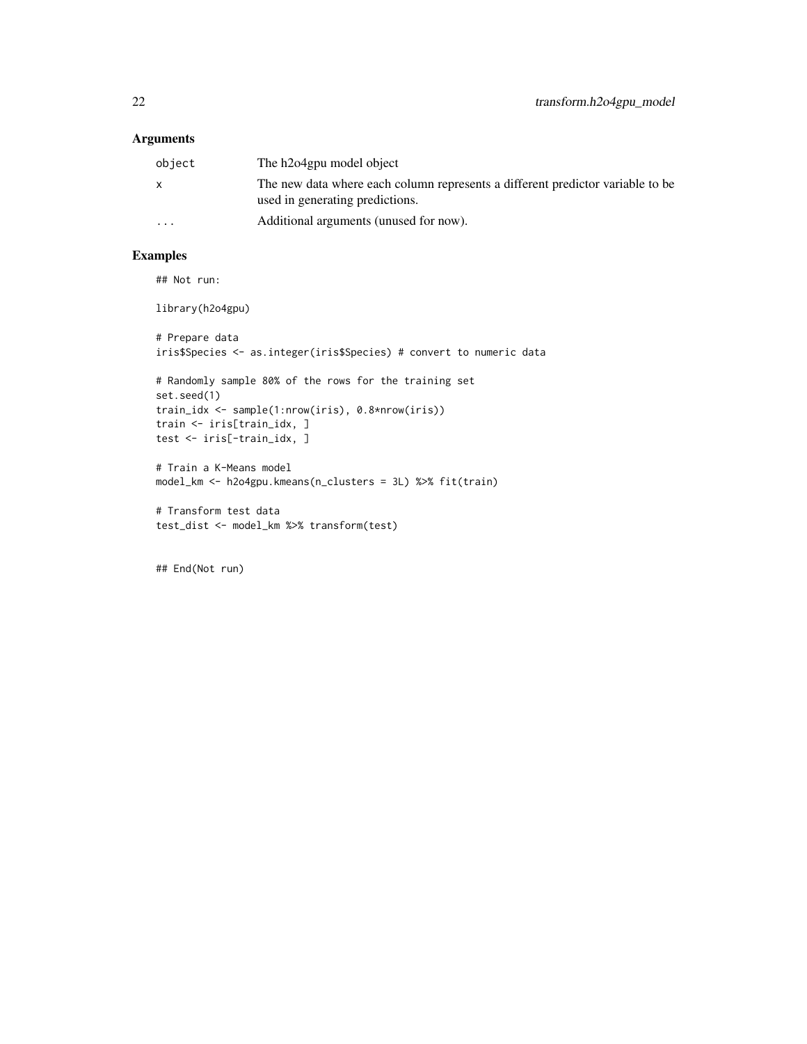## Arguments

| | |
|---|---|
| object | The h2o4gpu model object |
| x | The new data where each column represents a different predictor variable to be used in generating predictions. |
| ... | Additional arguments (unused for now). |

## Examples

```
## Not run:

library(h2o4gpu)

# Prepare data
iris$Species <- as.integer(iris$Species) # convert to numeric data

# Randomly sample 80% of the rows for the training set
set.seed(1)
train_idx <- sample(1:nrow(iris), 0.8*nrow(iris))
train <- iris[train_idx, ]
test <- iris[-train_idx, ]

# Train a K-Means model
model_km <- h2o4gpu.kmeans(n_clusters = 3L) %>% fit(train)

# Transform test data
test_dist <- model_km %>% transform(test)


## End(Not run)
```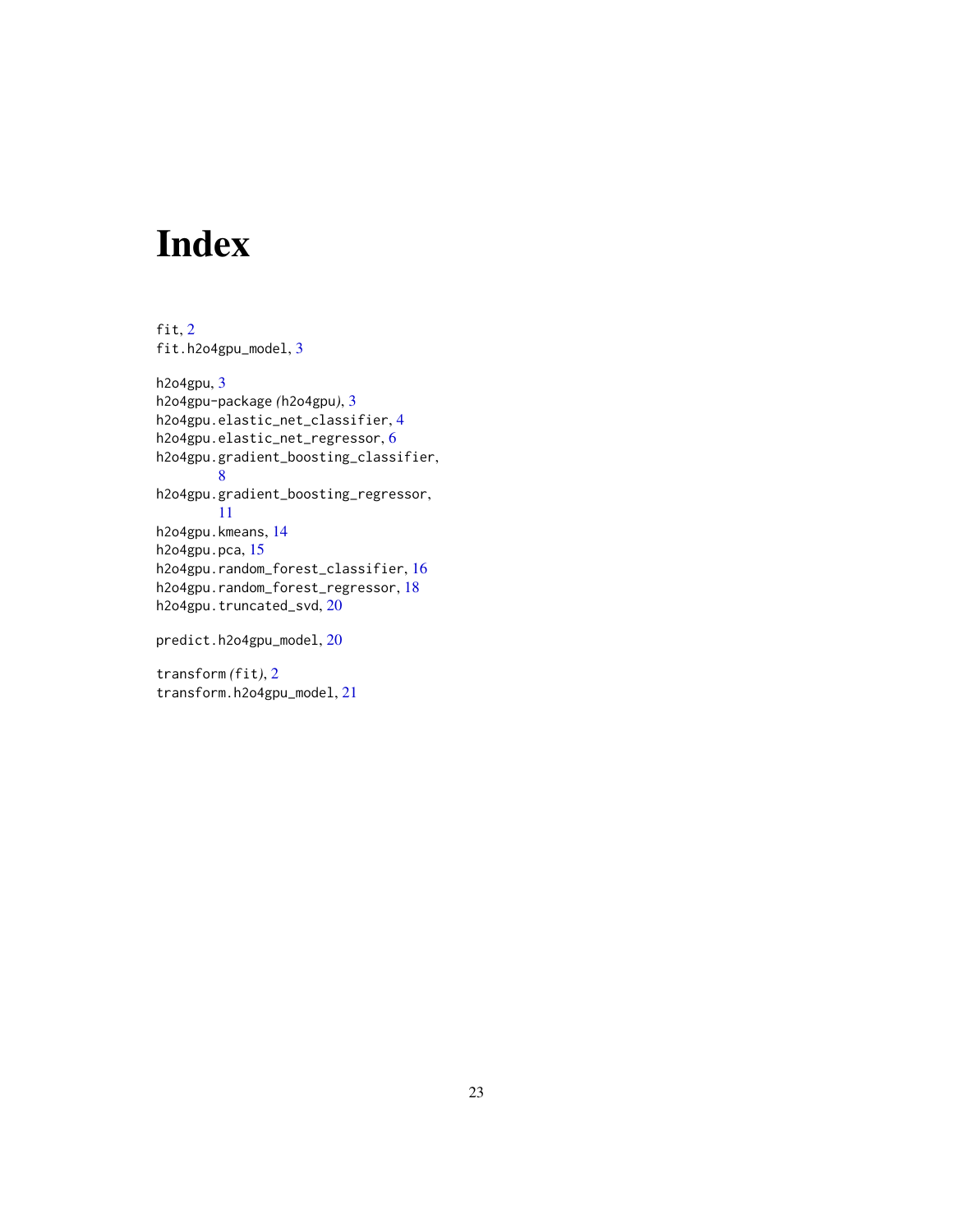# Index

fit, 2
fit.h2o4gpu_model, 3

h2o4gpu, 3
h2o4gpu-package *(h2o4gpu)*, 3
h2o4gpu.elastic_net_classifier, 4
h2o4gpu.elastic_net_regressor, 6
h2o4gpu.gradient_boosting_classifier, 8
h2o4gpu.gradient_boosting_regressor, 11
h2o4gpu.kmeans, 14
h2o4gpu.pca, 15
h2o4gpu.random_forest_classifier, 16
h2o4gpu.random_forest_regressor, 18
h2o4gpu.truncated_svd, 20

predict.h2o4gpu_model, 20

transform *(fit)*, 2
transform.h2o4gpu_model, 21